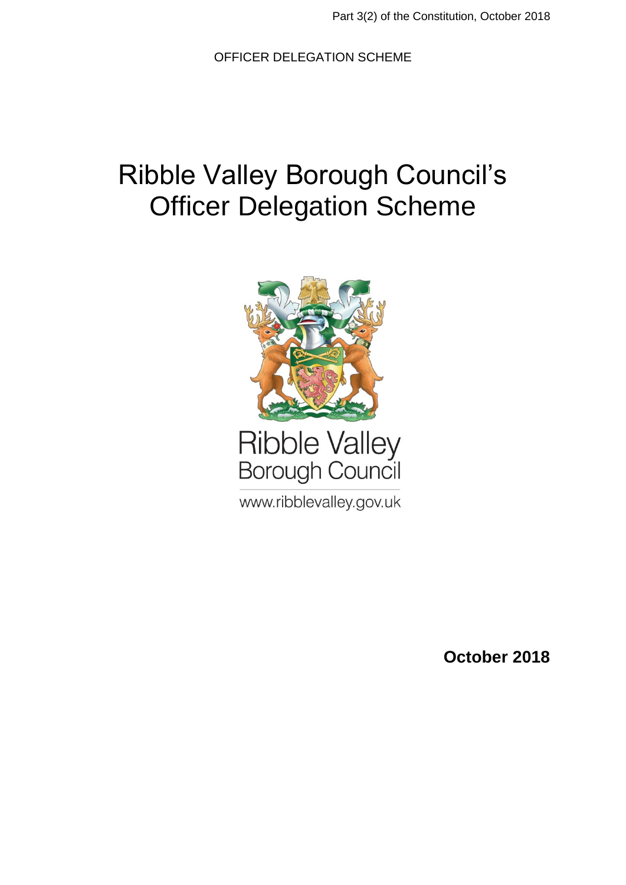OFFICER DELEGATION SCHEME

# Ribble Valley Borough Council's Officer Delegation Scheme

Ribble Valley
Borough Council

www.ribblevalley.gov.uk

**October 2018**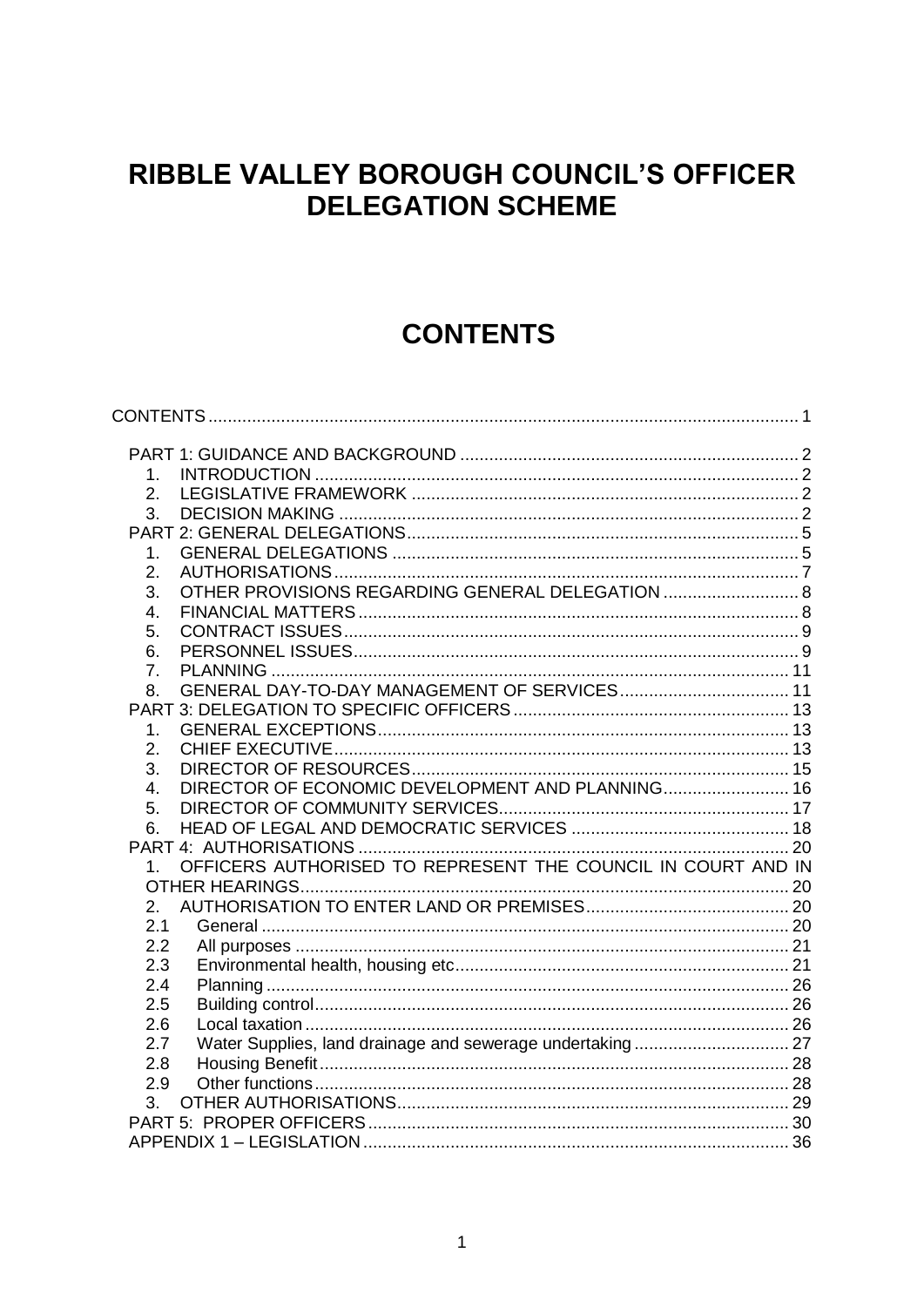# RIBBLE VALLEY BOROUGH COUNCIL'S OFFICER DELEGATION SCHEME

# CONTENTS

CONTENTS ........ 1

- PART 1: GUIDANCE AND BACKGROUND ........ 2
  1. INTRODUCTION ........ 2
  2. LEGISLATIVE FRAMEWORK ........ 2
  3. DECISION MAKING ........ 2
- PART 2: GENERAL DELEGATIONS ........ 5
  1. GENERAL DELEGATIONS ........ 5
  2. AUTHORISATIONS ........ 7
  3. OTHER PROVISIONS REGARDING GENERAL DELEGATION ........ 8
  4. FINANCIAL MATTERS ........ 8
  5. CONTRACT ISSUES ........ 9
  6. PERSONNEL ISSUES ........ 9
  7. PLANNING ........ 11
  8. GENERAL DAY-TO-DAY MANAGEMENT OF SERVICES ........ 11
- PART 3: DELEGATION TO SPECIFIC OFFICERS ........ 13
  1. GENERAL EXCEPTIONS ........ 13
  2. CHIEF EXECUTIVE ........ 13
  3. DIRECTOR OF RESOURCES ........ 15
  4. DIRECTOR OF ECONOMIC DEVELOPMENT AND PLANNING ........ 16
  5. DIRECTOR OF COMMUNITY SERVICES ........ 17
  6. HEAD OF LEGAL AND DEMOCRATIC SERVICES ........ 18
- PART 4: AUTHORISATIONS ........ 20
  1. OFFICERS AUTHORISED TO REPRESENT THE COUNCIL IN COURT AND IN OTHER HEARINGS ........ 20
  2. AUTHORISATION TO ENTER LAND OR PREMISES ........ 20
     - 2.1 General ........ 20
     - 2.2 All purposes ........ 21
     - 2.3 Environmental health, housing etc ........ 21
     - 2.4 Planning ........ 26
     - 2.5 Building control ........ 26
     - 2.6 Local taxation ........ 26
     - 2.7 Water Supplies, land drainage and sewerage undertaking ........ 27
     - 2.8 Housing Benefit ........ 28
     - 2.9 Other functions ........ 28
  3. OTHER AUTHORISATIONS ........ 29
- PART 5: PROPER OFFICERS ........ 30
- APPENDIX 1 – LEGISLATION ........ 36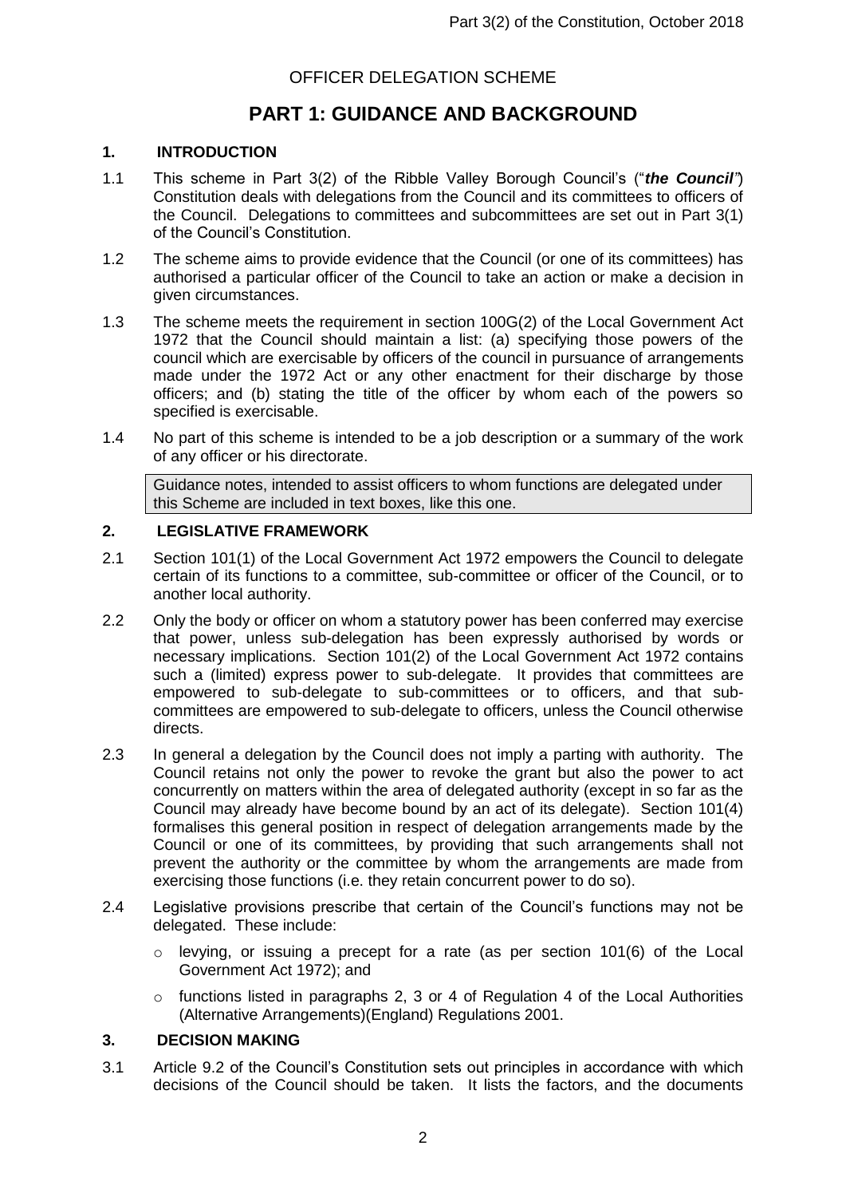# OFFICER DELEGATION SCHEME

## PART 1: GUIDANCE AND BACKGROUND

### 1. INTRODUCTION

1.1 This scheme in Part 3(2) of the Ribble Valley Borough Council's ("***the Council***") Constitution deals with delegations from the Council and its committees to officers of the Council. Delegations to committees and subcommittees are set out in Part 3(1) of the Council's Constitution.

1.2 The scheme aims to provide evidence that the Council (or one of its committees) has authorised a particular officer of the Council to take an action or make a decision in given circumstances.

1.3 The scheme meets the requirement in section 100G(2) of the Local Government Act 1972 that the Council should maintain a list: (a) specifying those powers of the council which are exercisable by officers of the council in pursuance of arrangements made under the 1972 Act or any other enactment for their discharge by those officers; and (b) stating the title of the officer by whom each of the powers so specified is exercisable.

1.4 No part of this scheme is intended to be a job description or a summary of the work of any officer or his directorate.

> Guidance notes, intended to assist officers to whom functions are delegated under this Scheme are included in text boxes, like this one.

### 2. LEGISLATIVE FRAMEWORK

2.1 Section 101(1) of the Local Government Act 1972 empowers the Council to delegate certain of its functions to a committee, sub-committee or officer of the Council, or to another local authority.

2.2 Only the body or officer on whom a statutory power has been conferred may exercise that power, unless sub-delegation has been expressly authorised by words or necessary implications. Section 101(2) of the Local Government Act 1972 contains such a (limited) express power to sub-delegate. It provides that committees are empowered to sub-delegate to sub-committees or to officers, and that sub-committees are empowered to sub-delegate to officers, unless the Council otherwise directs.

2.3 In general a delegation by the Council does not imply a parting with authority. The Council retains not only the power to revoke the grant but also the power to act concurrently on matters within the area of delegated authority (except in so far as the Council may already have become bound by an act of its delegate). Section 101(4) formalises this general position in respect of delegation arrangements made by the Council or one of its committees, by providing that such arrangements shall not prevent the authority or the committee by whom the arrangements are made from exercising those functions (i.e. they retain concurrent power to do so).

2.4 Legislative provisions prescribe that certain of the Council's functions may not be delegated. These include:

- levying, or issuing a precept for a rate (as per section 101(6) of the Local Government Act 1972); and
- functions listed in paragraphs 2, 3 or 4 of Regulation 4 of the Local Authorities (Alternative Arrangements)(England) Regulations 2001.

### 3. DECISION MAKING

3.1 Article 9.2 of the Council's Constitution sets out principles in accordance with which decisions of the Council should be taken. It lists the factors, and the documents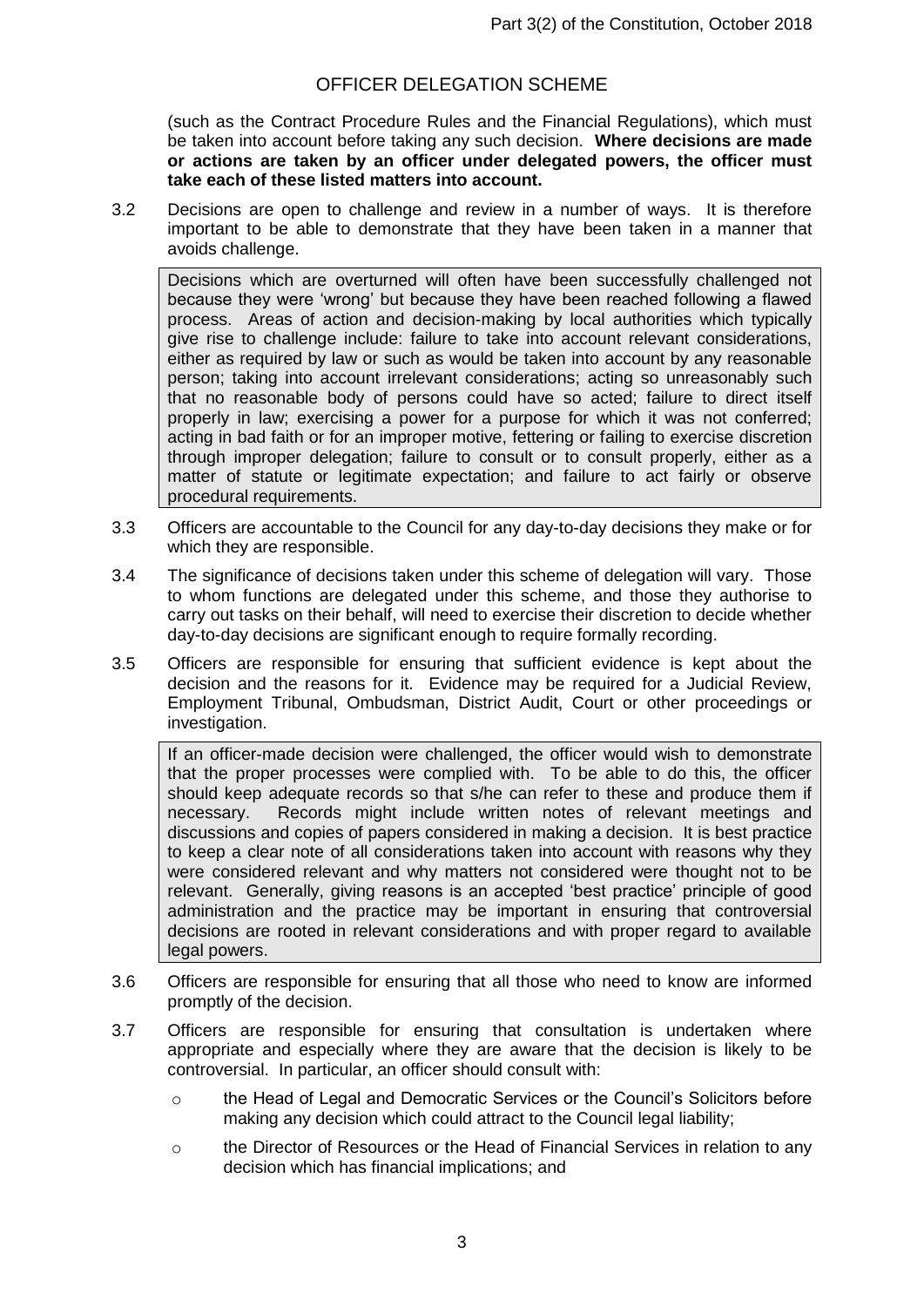# OFFICER DELEGATION SCHEME

(such as the Contract Procedure Rules and the Financial Regulations), which must be taken into account before taking any such decision. **Where decisions are made or actions are taken by an officer under delegated powers, the officer must take each of these listed matters into account.**

3.2 Decisions are open to challenge and review in a number of ways. It is therefore important to be able to demonstrate that they have been taken in a manner that avoids challenge.

> Decisions which are overturned will often have been successfully challenged not because they were 'wrong' but because they have been reached following a flawed process. Areas of action and decision-making by local authorities which typically give rise to challenge include: failure to take into account relevant considerations, either as required by law or such as would be taken into account by any reasonable person; taking into account irrelevant considerations; acting so unreasonably such that no reasonable body of persons could have so acted; failure to direct itself properly in law; exercising a power for a purpose for which it was not conferred; acting in bad faith or for an improper motive, fettering or failing to exercise discretion through improper delegation; failure to consult or to consult properly, either as a matter of statute or legitimate expectation; and failure to act fairly or observe procedural requirements.

3.3 Officers are accountable to the Council for any day-to-day decisions they make or for which they are responsible.

3.4 The significance of decisions taken under this scheme of delegation will vary. Those to whom functions are delegated under this scheme, and those they authorise to carry out tasks on their behalf, will need to exercise their discretion to decide whether day-to-day decisions are significant enough to require formally recording.

3.5 Officers are responsible for ensuring that sufficient evidence is kept about the decision and the reasons for it. Evidence may be required for a Judicial Review, Employment Tribunal, Ombudsman, District Audit, Court or other proceedings or investigation.

> If an officer-made decision were challenged, the officer would wish to demonstrate that the proper processes were complied with. To be able to do this, the officer should keep adequate records so that s/he can refer to these and produce them if necessary. Records might include written notes of relevant meetings and discussions and copies of papers considered in making a decision. It is best practice to keep a clear note of all considerations taken into account with reasons why they were considered relevant and why matters not considered were thought not to be relevant. Generally, giving reasons is an accepted 'best practice' principle of good administration and the practice may be important in ensuring that controversial decisions are rooted in relevant considerations and with proper regard to available legal powers.

3.6 Officers are responsible for ensuring that all those who need to know are informed promptly of the decision.

3.7 Officers are responsible for ensuring that consultation is undertaken where appropriate and especially where they are aware that the decision is likely to be controversial. In particular, an officer should consult with:

- the Head of Legal and Democratic Services or the Council's Solicitors before making any decision which could attract to the Council legal liability;
- the Director of Resources or the Head of Financial Services in relation to any decision which has financial implications; and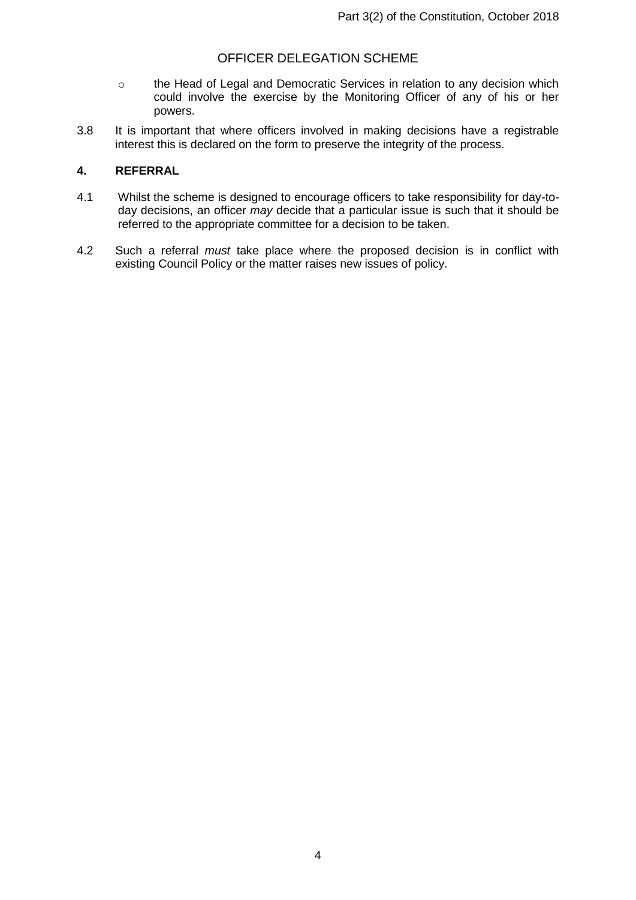- the Head of Legal and Democratic Services in relation to any decision which could involve the exercise by the Monitoring Officer of any of his or her powers.

3.8 It is important that where officers involved in making decisions have a registrable interest this is declared on the form to preserve the integrity of the process.

## 4. REFERRAL

4.1 Whilst the scheme is designed to encourage officers to take responsibility for day-to-day decisions, an officer *may* decide that a particular issue is such that it should be referred to the appropriate committee for a decision to be taken.

4.2 Such a referral *must* take place where the proposed decision is in conflict with existing Council Policy or the matter raises new issues of policy.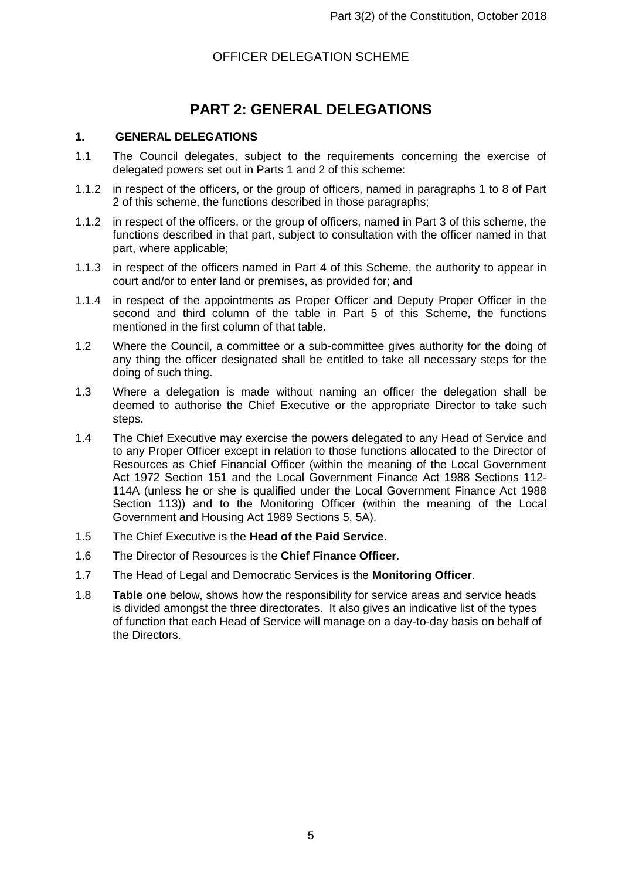OFFICER DELEGATION SCHEME

# PART 2: GENERAL DELEGATIONS

## 1. GENERAL DELEGATIONS

1.1 The Council delegates, subject to the requirements concerning the exercise of delegated powers set out in Parts 1 and 2 of this scheme:

1.1.2 in respect of the officers, or the group of officers, named in paragraphs 1 to 8 of Part 2 of this scheme, the functions described in those paragraphs;

1.1.2 in respect of the officers, or the group of officers, named in Part 3 of this scheme, the functions described in that part, subject to consultation with the officer named in that part, where applicable;

1.1.3 in respect of the officers named in Part 4 of this Scheme, the authority to appear in court and/or to enter land or premises, as provided for; and

1.1.4 in respect of the appointments as Proper Officer and Deputy Proper Officer in the second and third column of the table in Part 5 of this Scheme, the functions mentioned in the first column of that table.

1.2 Where the Council, a committee or a sub-committee gives authority for the doing of any thing the officer designated shall be entitled to take all necessary steps for the doing of such thing.

1.3 Where a delegation is made without naming an officer the delegation shall be deemed to authorise the Chief Executive or the appropriate Director to take such steps.

1.4 The Chief Executive may exercise the powers delegated to any Head of Service and to any Proper Officer except in relation to those functions allocated to the Director of Resources as Chief Financial Officer (within the meaning of the Local Government Act 1972 Section 151 and the Local Government Finance Act 1988 Sections 112-114A (unless he or she is qualified under the Local Government Finance Act 1988 Section 113)) and to the Monitoring Officer (within the meaning of the Local Government and Housing Act 1989 Sections 5, 5A).

1.5 The Chief Executive is the **Head of the Paid Service**.

1.6 The Director of Resources is the **Chief Finance Officer**.

1.7 The Head of Legal and Democratic Services is the **Monitoring Officer**.

1.8 **Table one** below, shows how the responsibility for service areas and service heads is divided amongst the three directorates. It also gives an indicative list of the types of function that each Head of Service will manage on a day-to-day basis on behalf of the Directors.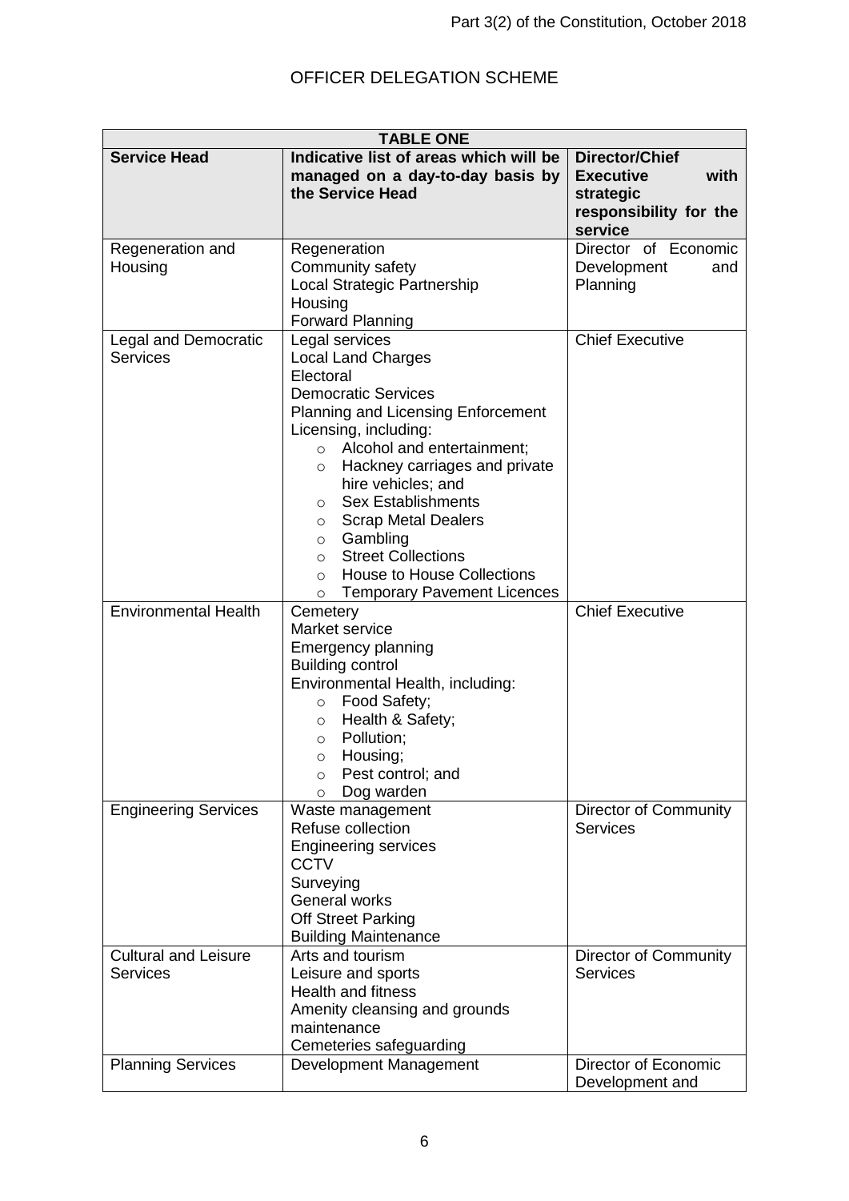# OFFICER DELEGATION SCHEME

| TABLE ONE | | |
|---|---|---|
| **Service Head** | **Indicative list of areas which will be managed on a day-to-day basis by the Service Head** | **Director/Chief Executive with strategic responsibility for the service** |
| Regeneration and Housing | Regeneration<br>Community safety<br>Local Strategic Partnership<br>Housing<br>Forward Planning | Director of Economic Development and Planning |
| Legal and Democratic Services | Legal services<br>Local Land Charges<br>Electoral<br>Democratic Services<br>Planning and Licensing Enforcement<br>Licensing, including:<br>○ Alcohol and entertainment;<br>○ Hackney carriages and private hire vehicles; and<br>○ Sex Establishments<br>○ Scrap Metal Dealers<br>○ Gambling<br>○ Street Collections<br>○ House to House Collections<br>○ Temporary Pavement Licences | Chief Executive |
| Environmental Health | Cemetery<br>Market service<br>Emergency planning<br>Building control<br>Environmental Health, including:<br>○ Food Safety;<br>○ Health & Safety;<br>○ Pollution;<br>○ Housing;<br>○ Pest control; and<br>○ Dog warden | Chief Executive |
| Engineering Services | Waste management<br>Refuse collection<br>Engineering services<br>CCTV<br>Surveying<br>General works<br>Off Street Parking<br>Building Maintenance | Director of Community Services |
| Cultural and Leisure Services | Arts and tourism<br>Leisure and sports<br>Health and fitness<br>Amenity cleansing and grounds maintenance<br>Cemeteries safeguarding | Director of Community Services |
| Planning Services | Development Management | Director of Economic Development and |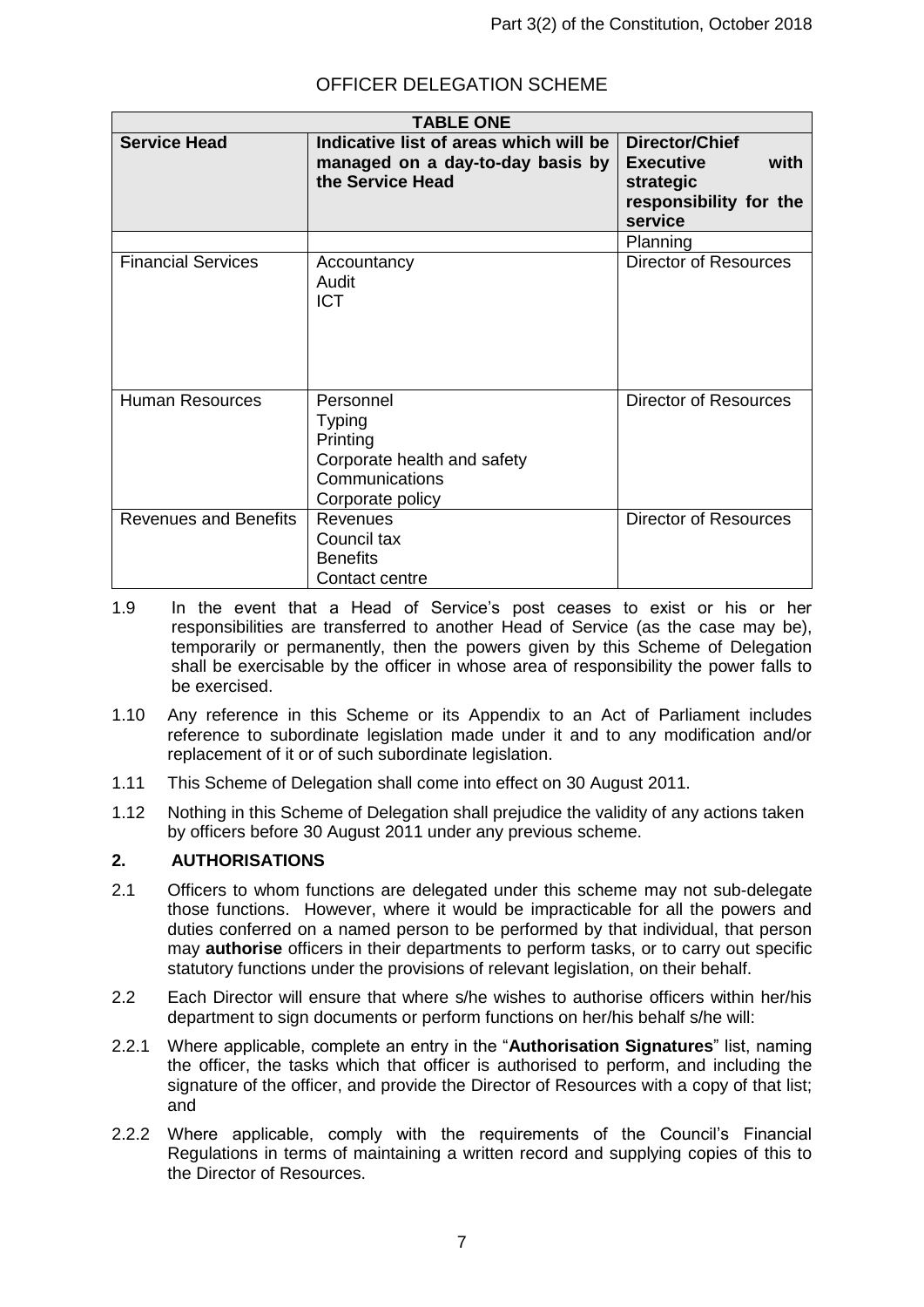OFFICER DELEGATION SCHEME

| TABLE ONE | | |
|---|---|---|
| **Service Head** | **Indicative list of areas which will be managed on a day-to-day basis by the Service Head** | **Director/Chief Executive with strategic responsibility for the service** |
| | | Planning |
| Financial Services | Accountancy<br>Audit<br>ICT | Director of Resources |
| Human Resources | Personnel<br>Typing<br>Printing<br>Corporate health and safety<br>Communications<br>Corporate policy | Director of Resources |
| Revenues and Benefits | Revenues<br>Council tax<br>Benefits<br>Contact centre | Director of Resources |

1.9 In the event that a Head of Service's post ceases to exist or his or her responsibilities are transferred to another Head of Service (as the case may be), temporarily or permanently, then the powers given by this Scheme of Delegation shall be exercisable by the officer in whose area of responsibility the power falls to be exercised.

1.10 Any reference in this Scheme or its Appendix to an Act of Parliament includes reference to subordinate legislation made under it and to any modification and/or replacement of it or of such subordinate legislation.

1.11 This Scheme of Delegation shall come into effect on 30 August 2011.

1.12 Nothing in this Scheme of Delegation shall prejudice the validity of any actions taken by officers before 30 August 2011 under any previous scheme.

## 2. AUTHORISATIONS

2.1 Officers to whom functions are delegated under this scheme may not sub-delegate those functions. However, where it would be impracticable for all the powers and duties conferred on a named person to be performed by that individual, that person may **authorise** officers in their departments to perform tasks, or to carry out specific statutory functions under the provisions of relevant legislation, on their behalf.

2.2 Each Director will ensure that where s/he wishes to authorise officers within her/his department to sign documents or perform functions on her/his behalf s/he will:

2.2.1 Where applicable, complete an entry in the "**Authorisation Signatures**" list, naming the officer, the tasks which that officer is authorised to perform, and including the signature of the officer, and provide the Director of Resources with a copy of that list; and

2.2.2 Where applicable, comply with the requirements of the Council's Financial Regulations in terms of maintaining a written record and supplying copies of this to the Director of Resources.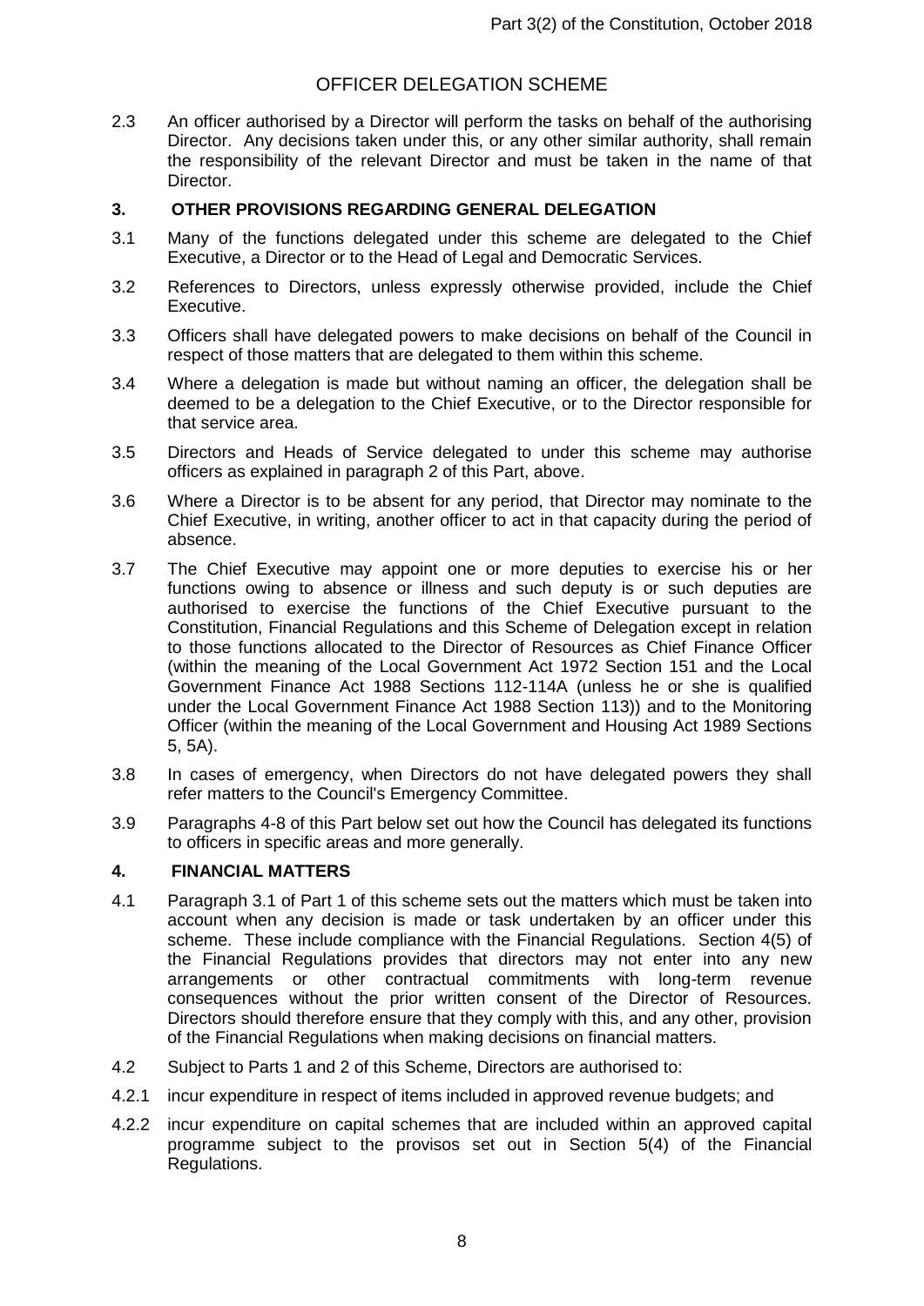# OFFICER DELEGATION SCHEME

2.3 An officer authorised by a Director will perform the tasks on behalf of the authorising Director. Any decisions taken under this, or any other similar authority, shall remain the responsibility of the relevant Director and must be taken in the name of that Director.

## 3. OTHER PROVISIONS REGARDING GENERAL DELEGATION

3.1 Many of the functions delegated under this scheme are delegated to the Chief Executive, a Director or to the Head of Legal and Democratic Services.

3.2 References to Directors, unless expressly otherwise provided, include the Chief Executive.

3.3 Officers shall have delegated powers to make decisions on behalf of the Council in respect of those matters that are delegated to them within this scheme.

3.4 Where a delegation is made but without naming an officer, the delegation shall be deemed to be a delegation to the Chief Executive, or to the Director responsible for that service area.

3.5 Directors and Heads of Service delegated to under this scheme may authorise officers as explained in paragraph 2 of this Part, above.

3.6 Where a Director is to be absent for any period, that Director may nominate to the Chief Executive, in writing, another officer to act in that capacity during the period of absence.

3.7 The Chief Executive may appoint one or more deputies to exercise his or her functions owing to absence or illness and such deputy is or such deputies are authorised to exercise the functions of the Chief Executive pursuant to the Constitution, Financial Regulations and this Scheme of Delegation except in relation to those functions allocated to the Director of Resources as Chief Finance Officer (within the meaning of the Local Government Act 1972 Section 151 and the Local Government Finance Act 1988 Sections 112-114A (unless he or she is qualified under the Local Government Finance Act 1988 Section 113)) and to the Monitoring Officer (within the meaning of the Local Government and Housing Act 1989 Sections 5, 5A).

3.8 In cases of emergency, when Directors do not have delegated powers they shall refer matters to the Council's Emergency Committee.

3.9 Paragraphs 4-8 of this Part below set out how the Council has delegated its functions to officers in specific areas and more generally.

## 4. FINANCIAL MATTERS

4.1 Paragraph 3.1 of Part 1 of this scheme sets out the matters which must be taken into account when any decision is made or task undertaken by an officer under this scheme. These include compliance with the Financial Regulations. Section 4(5) of the Financial Regulations provides that directors may not enter into any new arrangements or other contractual commitments with long-term revenue consequences without the prior written consent of the Director of Resources. Directors should therefore ensure that they comply with this, and any other, provision of the Financial Regulations when making decisions on financial matters.

4.2 Subject to Parts 1 and 2 of this Scheme, Directors are authorised to:

4.2.1 incur expenditure in respect of items included in approved revenue budgets; and

4.2.2 incur expenditure on capital schemes that are included within an approved capital programme subject to the provisos set out in Section 5(4) of the Financial Regulations.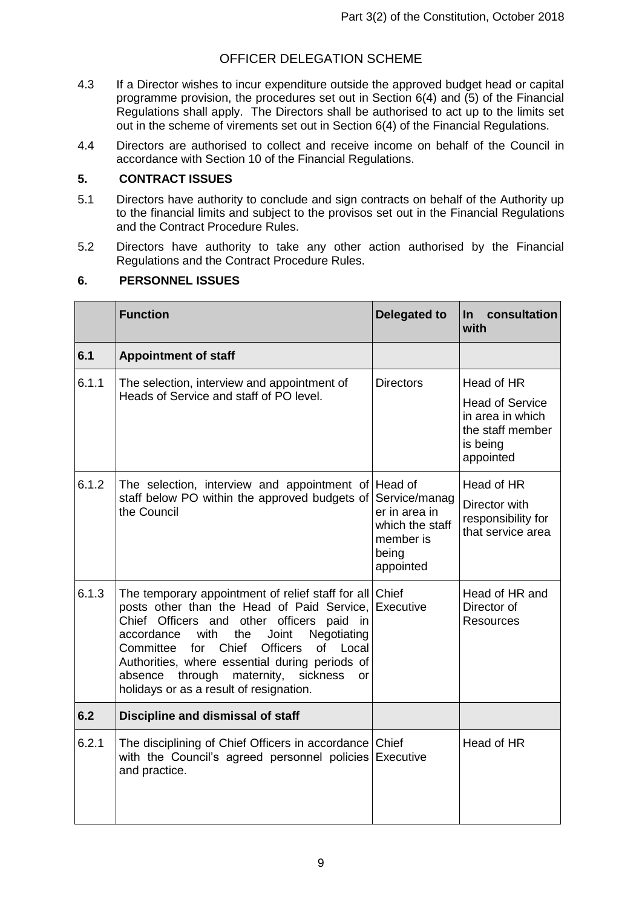# OFFICER DELEGATION SCHEME

4.3 If a Director wishes to incur expenditure outside the approved budget head or capital programme provision, the procedures set out in Section 6(4) and (5) of the Financial Regulations shall apply. The Directors shall be authorised to act up to the limits set out in the scheme of virements set out in Section 6(4) of the Financial Regulations.

4.4 Directors are authorised to collect and receive income on behalf of the Council in accordance with Section 10 of the Financial Regulations.

## 5. CONTRACT ISSUES

5.1 Directors have authority to conclude and sign contracts on behalf of the Authority up to the financial limits and subject to the provisos set out in the Financial Regulations and the Contract Procedure Rules.

5.2 Directors have authority to take any other action authorised by the Financial Regulations and the Contract Procedure Rules.

## 6. PERSONNEL ISSUES

| | Function | Delegated to | In consultation with |
|---|---|---|---|
| **6.1** | **Appointment of staff** | | |
| 6.1.1 | The selection, interview and appointment of Heads of Service and staff of PO level. | Directors | Head of HR<br>Head of Service in area in which the staff member is being appointed |
| 6.1.2 | The selection, interview and appointment of staff below PO within the approved budgets of the Council | Head of Service/manager in area in which the staff member is being appointed | Head of HR<br>Director with responsibility for that service area |
| 6.1.3 | The temporary appointment of relief staff for all posts other than the Head of Paid Service, Chief Officers and other officers paid in accordance with the Joint Negotiating Committee for Chief Officers of Local Authorities, where essential during periods of absence through maternity, sickness or holidays or as a result of resignation. | Chief Executive | Head of HR and Director of Resources |
| **6.2** | **Discipline and dismissal of staff** | | |
| 6.2.1 | The disciplining of Chief Officers in accordance with the Council's agreed personnel policies and practice. | Chief Executive | Head of HR |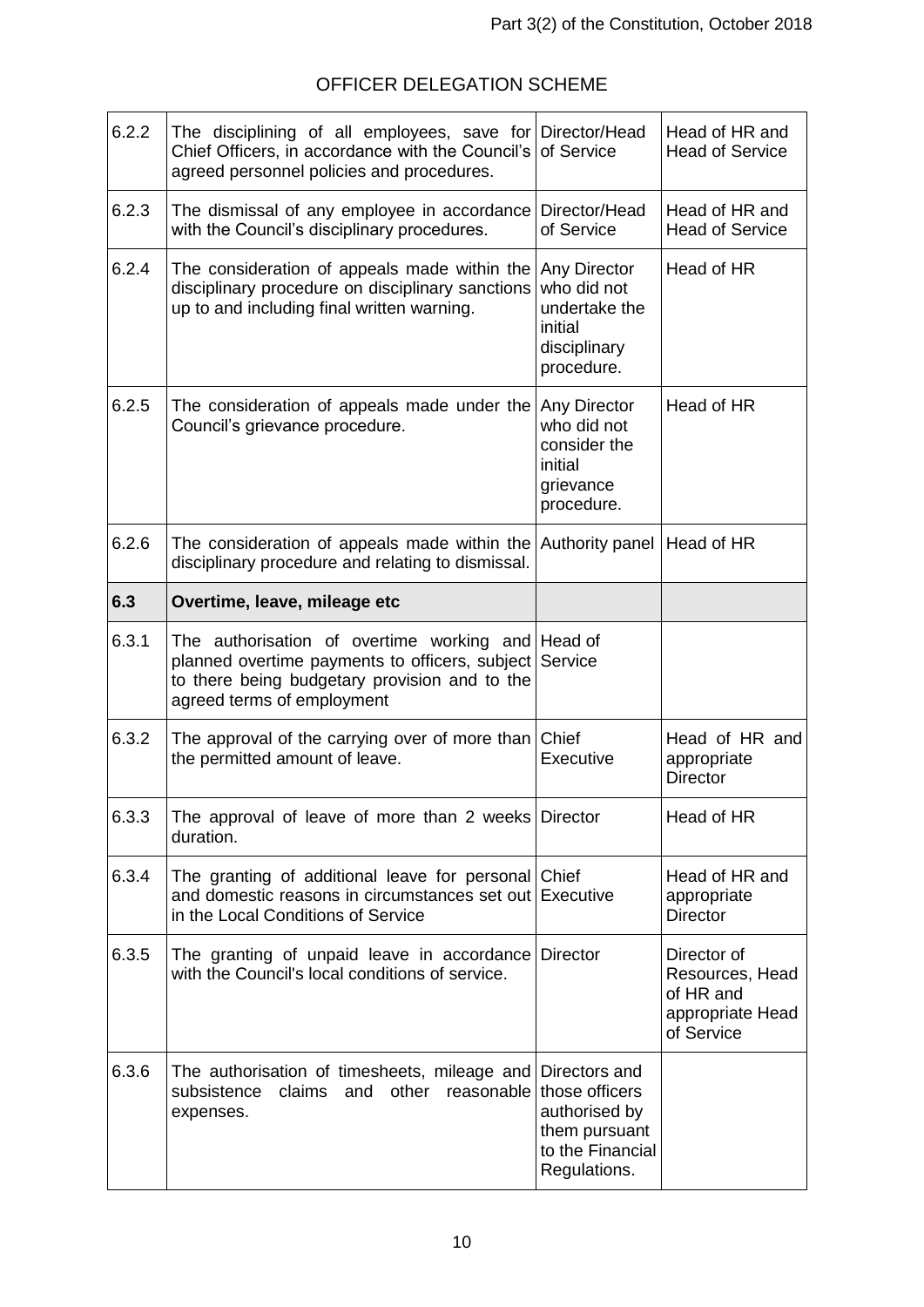# OFFICER DELEGATION SCHEME

| | | | |
|---|---|---|---|
| 6.2.2 | The disciplining of all employees, save for Chief Officers, in accordance with the Council's agreed personnel policies and procedures. | Director/Head of Service | Head of HR and Head of Service |
| 6.2.3 | The dismissal of any employee in accordance with the Council's disciplinary procedures. | Director/Head of Service | Head of HR and Head of Service |
| 6.2.4 | The consideration of appeals made within the disciplinary procedure on disciplinary sanctions up to and including final written warning. | Any Director who did not undertake the initial disciplinary procedure. | Head of HR |
| 6.2.5 | The consideration of appeals made under the Council's grievance procedure. | Any Director who did not consider the initial grievance procedure. | Head of HR |
| 6.2.6 | The consideration of appeals made within the disciplinary procedure and relating to dismissal. | Authority panel | Head of HR |
| **6.3** | **Overtime, leave, mileage etc** | | |
| 6.3.1 | The authorisation of overtime working and planned overtime payments to officers, subject to there being budgetary provision and to the agreed terms of employment | Head of Service | |
| 6.3.2 | The approval of the carrying over of more than the permitted amount of leave. | Chief Executive | Head of HR and appropriate Director |
| 6.3.3 | The approval of leave of more than 2 weeks duration. | Director | Head of HR |
| 6.3.4 | The granting of additional leave for personal and domestic reasons in circumstances set out in the Local Conditions of Service | Chief Executive | Head of HR and appropriate Director |
| 6.3.5 | The granting of unpaid leave in accordance with the Council's local conditions of service. | Director | Director of Resources, Head of HR and appropriate Head of Service |
| 6.3.6 | The authorisation of timesheets, mileage and subsistence claims and other reasonable expenses. | Directors and those officers authorised by them pursuant to the Financial Regulations. | |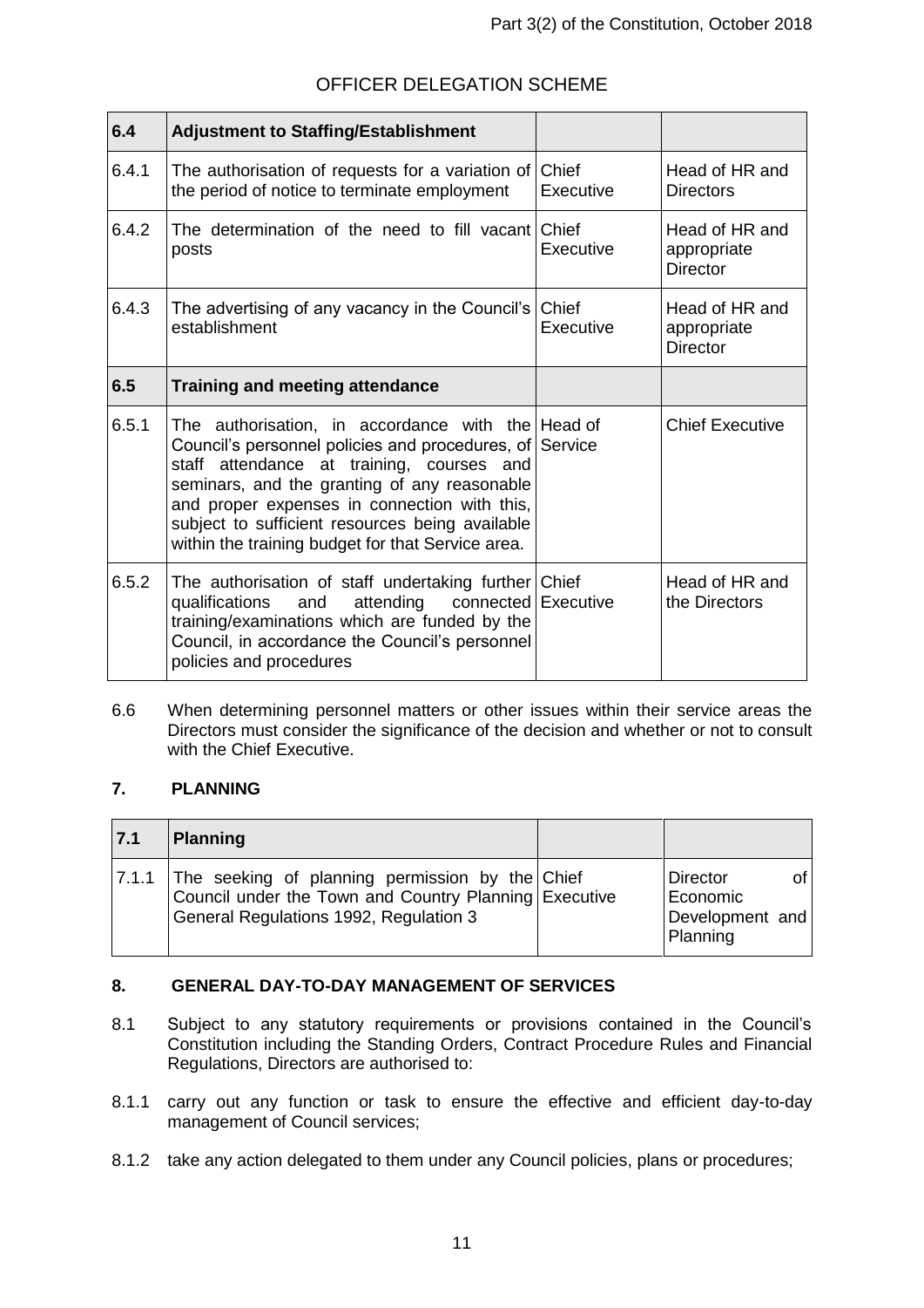OFFICER DELEGATION SCHEME

| 6.4 | Adjustment to Staffing/Establishment | | |
|---|---|---|---|
| 6.4.1 | The authorisation of requests for a variation of the period of notice to terminate employment | Chief Executive | Head of HR and Directors |
| 6.4.2 | The determination of the need to fill vacant posts | Chief Executive | Head of HR and appropriate Director |
| 6.4.3 | The advertising of any vacancy in the Council's establishment | Chief Executive | Head of HR and appropriate Director |
| **6.5** | **Training and meeting attendance** | | |
| 6.5.1 | The authorisation, in accordance with the Council's personnel policies and procedures, of staff attendance at training, courses and seminars, and the granting of any reasonable and proper expenses in connection with this, subject to sufficient resources being available within the training budget for that Service area. | Head of Service | Chief Executive |
| 6.5.2 | The authorisation of staff undertaking further qualifications and attending connected training/examinations which are funded by the Council, in accordance the Council's personnel policies and procedures | Chief Executive | Head of HR and the Directors |

6.6 When determining personnel matters or other issues within their service areas the Directors must consider the significance of the decision and whether or not to consult with the Chief Executive.

## 7. PLANNING

| 7.1 | Planning | | |
|---|---|---|---|
| 7.1.1 | The seeking of planning permission by the Council under the Town and Country Planning General Regulations 1992, Regulation 3 | Chief Executive | Director of Economic Development and Planning |

## 8. GENERAL DAY-TO-DAY MANAGEMENT OF SERVICES

8.1 Subject to any statutory requirements or provisions contained in the Council's Constitution including the Standing Orders, Contract Procedure Rules and Financial Regulations, Directors are authorised to:

8.1.1 carry out any function or task to ensure the effective and efficient day-to-day management of Council services;

8.1.2 take any action delegated to them under any Council policies, plans or procedures;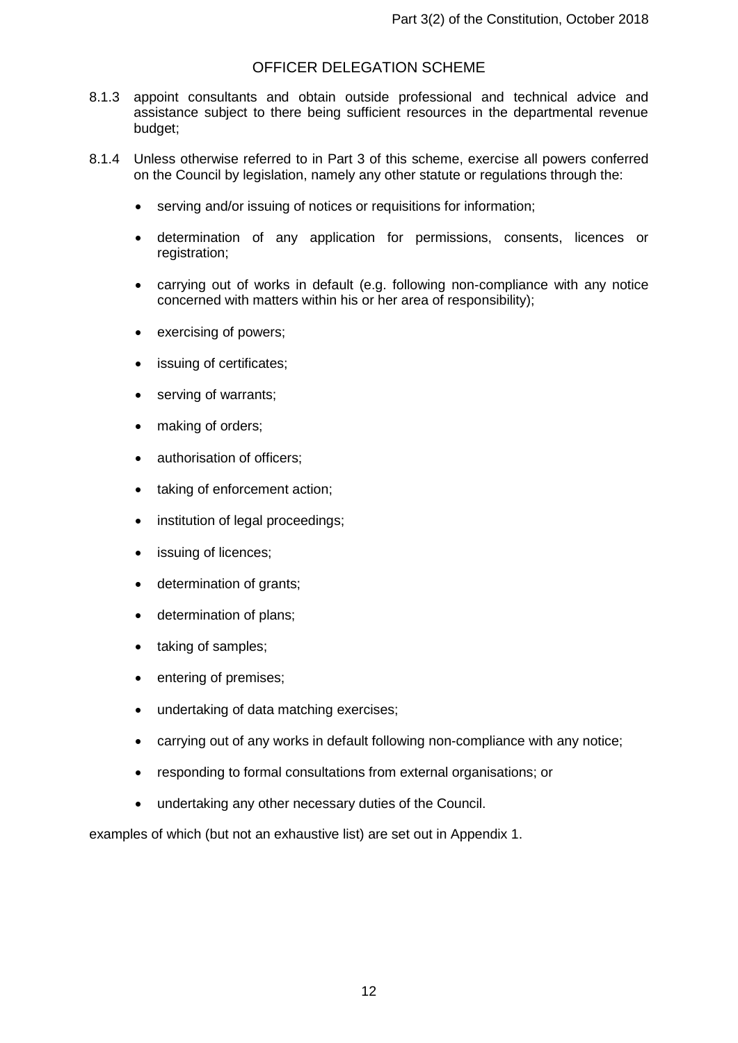# OFFICER DELEGATION SCHEME

8.1.3 appoint consultants and obtain outside professional and technical advice and assistance subject to there being sufficient resources in the departmental revenue budget;

8.1.4 Unless otherwise referred to in Part 3 of this scheme, exercise all powers conferred on the Council by legislation, namely any other statute or regulations through the:

- serving and/or issuing of notices or requisitions for information;
- determination of any application for permissions, consents, licences or registration;
- carrying out of works in default (e.g. following non-compliance with any notice concerned with matters within his or her area of responsibility);
- exercising of powers;
- issuing of certificates;
- serving of warrants;
- making of orders;
- authorisation of officers;
- taking of enforcement action;
- institution of legal proceedings;
- issuing of licences;
- determination of grants;
- determination of plans;
- taking of samples;
- entering of premises;
- undertaking of data matching exercises;
- carrying out of any works in default following non-compliance with any notice;
- responding to formal consultations from external organisations; or
- undertaking any other necessary duties of the Council.

examples of which (but not an exhaustive list) are set out in Appendix 1.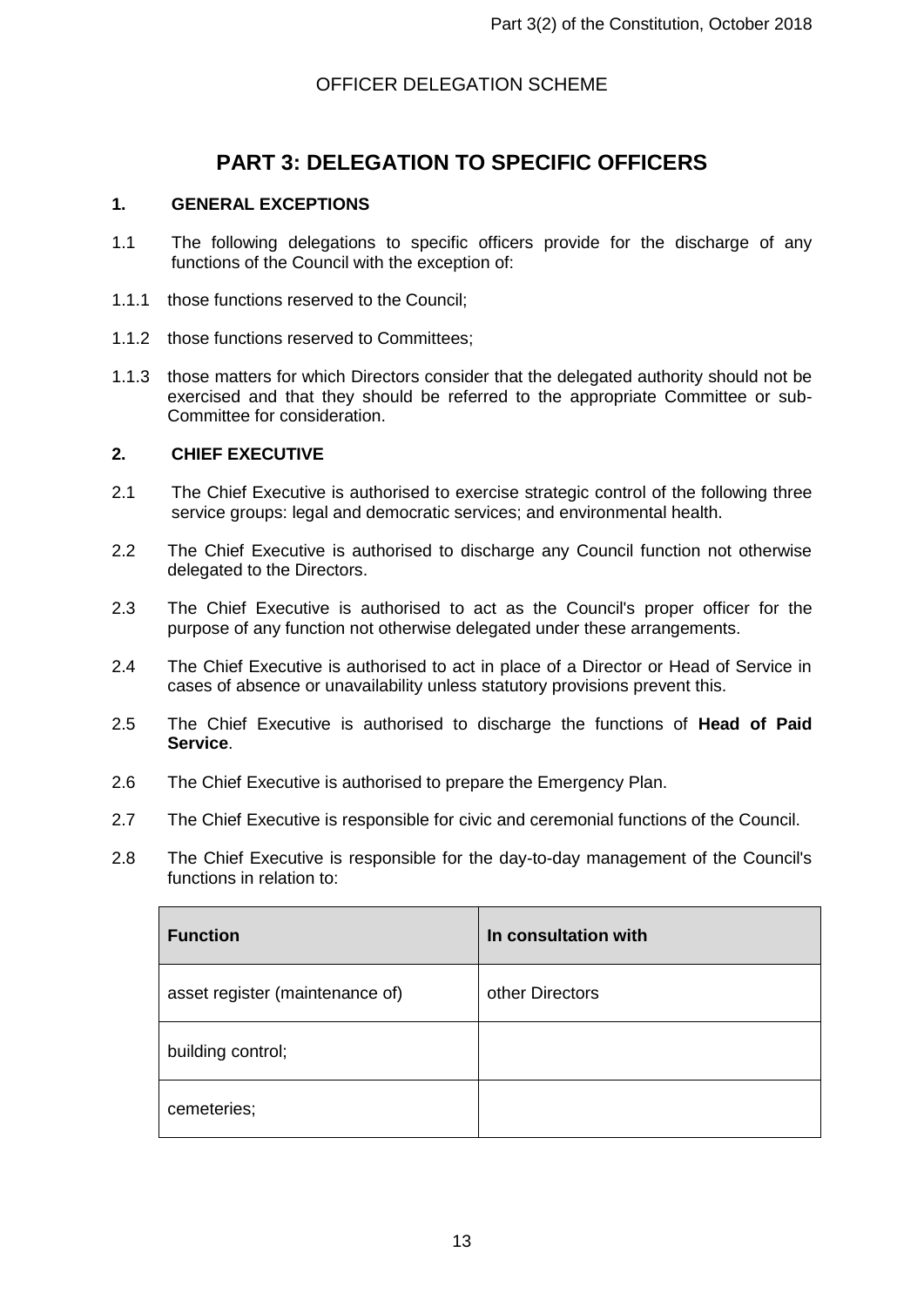# OFFICER DELEGATION SCHEME

## PART 3: DELEGATION TO SPECIFIC OFFICERS

### 1. GENERAL EXCEPTIONS

1.1 The following delegations to specific officers provide for the discharge of any functions of the Council with the exception of:

1.1.1 those functions reserved to the Council;

1.1.2 those functions reserved to Committees;

1.1.3 those matters for which Directors consider that the delegated authority should not be exercised and that they should be referred to the appropriate Committee or sub-Committee for consideration.

### 2. CHIEF EXECUTIVE

2.1 The Chief Executive is authorised to exercise strategic control of the following three service groups: legal and democratic services; and environmental health.

2.2 The Chief Executive is authorised to discharge any Council function not otherwise delegated to the Directors.

2.3 The Chief Executive is authorised to act as the Council's proper officer for the purpose of any function not otherwise delegated under these arrangements.

2.4 The Chief Executive is authorised to act in place of a Director or Head of Service in cases of absence or unavailability unless statutory provisions prevent this.

2.5 The Chief Executive is authorised to discharge the functions of **Head of Paid Service**.

2.6 The Chief Executive is authorised to prepare the Emergency Plan.

2.7 The Chief Executive is responsible for civic and ceremonial functions of the Council.

2.8 The Chief Executive is responsible for the day-to-day management of the Council's functions in relation to:

| Function | In consultation with |
| --- | --- |
| asset register (maintenance of) | other Directors |
| building control; | |
| cemeteries; | |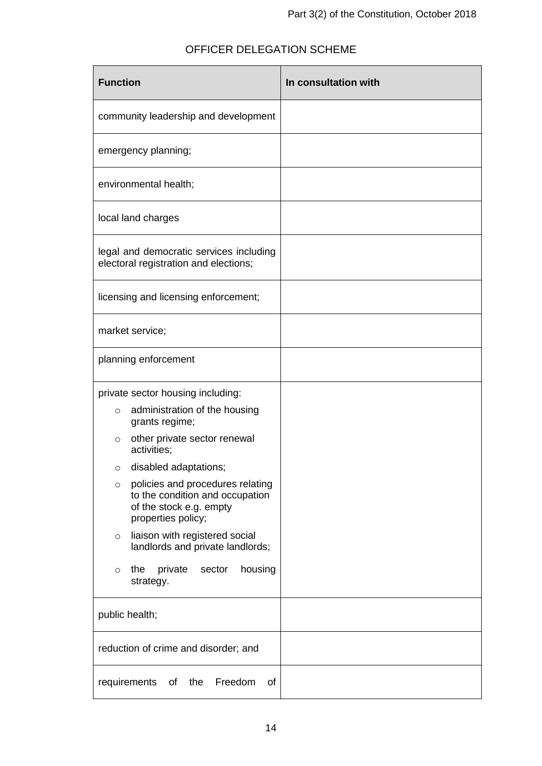# OFFICER DELEGATION SCHEME

| Function | In consultation with |
| --- | --- |
| community leadership and development | |
| emergency planning; | |
| environmental health; | |
| local land charges | |
| legal and democratic services including electoral registration and elections; | |
| licensing and licensing enforcement; | |
| market service; | |
| planning enforcement | |
| private sector housing including:<br>○ administration of the housing grants regime;<br>○ other private sector renewal activities;<br>○ disabled adaptations;<br>○ policies and procedures relating to the condition and occupation of the stock e.g. empty properties policy;<br>○ liaison with registered social landlords and private landlords;<br>○ the private sector housing strategy. | |
| public health; | |
| reduction of crime and disorder; and | |
| requirements of the Freedom of | |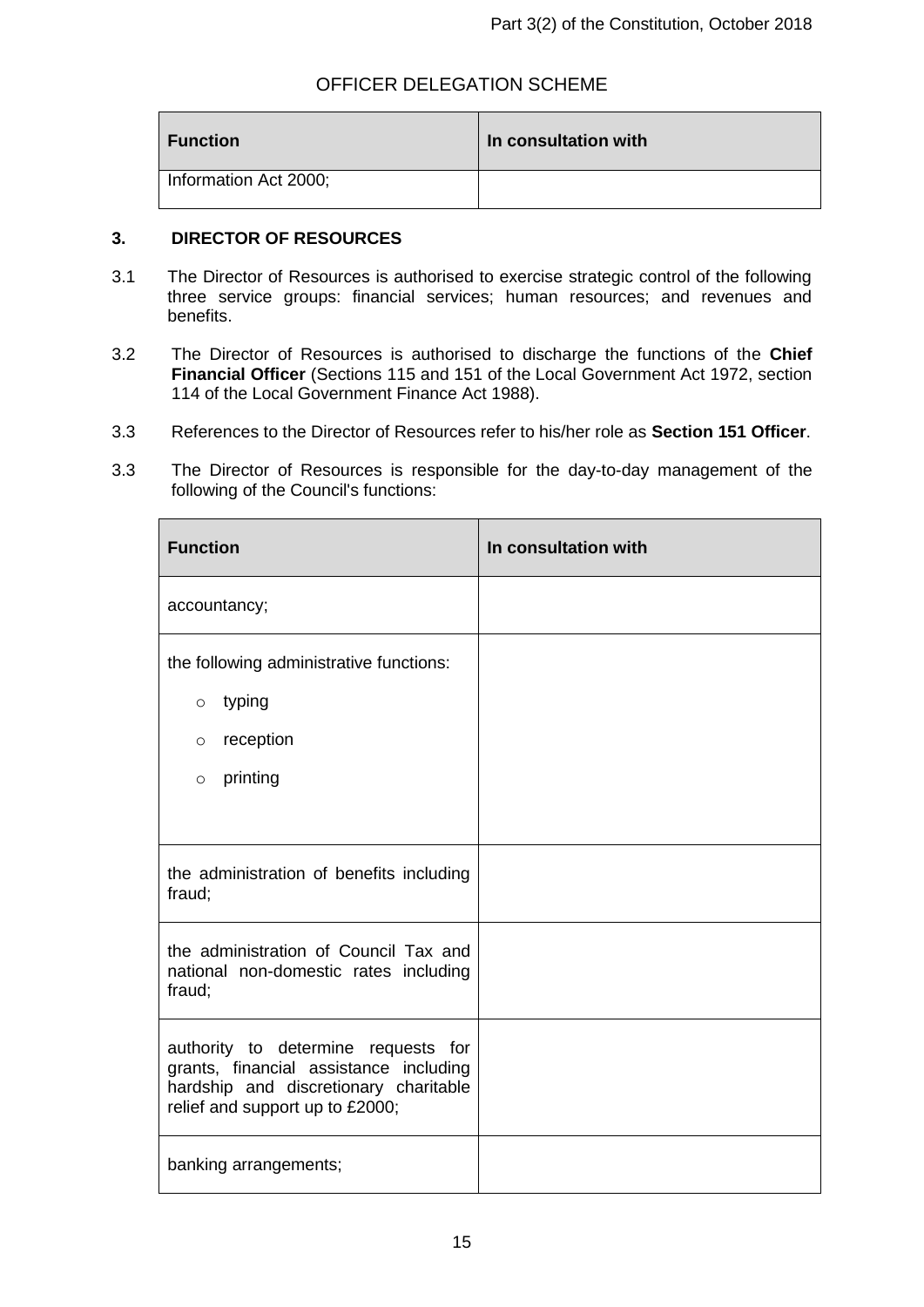# OFFICER DELEGATION SCHEME

| Function | In consultation with |
| --- | --- |
| Information Act 2000; | |

## 3. DIRECTOR OF RESOURCES

3.1 The Director of Resources is authorised to exercise strategic control of the following three service groups: financial services; human resources; and revenues and benefits.

3.2 The Director of Resources is authorised to discharge the functions of the **Chief Financial Officer** (Sections 115 and 151 of the Local Government Act 1972, section 114 of the Local Government Finance Act 1988).

3.3 References to the Director of Resources refer to his/her role as **Section 151 Officer**.

3.3 The Director of Resources is responsible for the day-to-day management of the following of the Council's functions:

| Function | In consultation with |
| --- | --- |
| accountancy; | |
| the following administrative functions:<br>◦ typing<br>◦ reception<br>◦ printing | |
| the administration of benefits including fraud; | |
| the administration of Council Tax and national non-domestic rates including fraud; | |
| authority to determine requests for grants, financial assistance including hardship and discretionary charitable relief and support up to £2000; | |
| banking arrangements; | |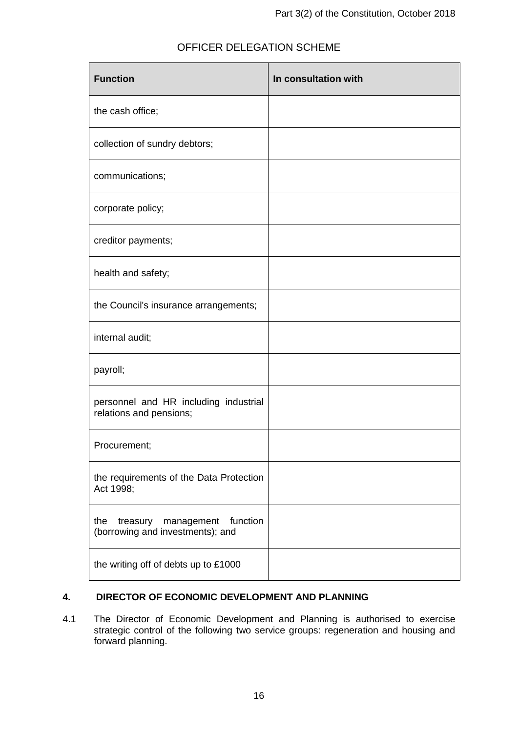OFFICER DELEGATION SCHEME

| Function | In consultation with |
|---|---|
| the cash office; | |
| collection of sundry debtors; | |
| communications; | |
| corporate policy; | |
| creditor payments; | |
| health and safety; | |
| the Council's insurance arrangements; | |
| internal audit; | |
| payroll; | |
| personnel and HR including industrial relations and pensions; | |
| Procurement; | |
| the requirements of the Data Protection Act 1998; | |
| the treasury management function (borrowing and investments); and | |
| the writing off of debts up to £1000 | |

## 4. DIRECTOR OF ECONOMIC DEVELOPMENT AND PLANNING

4.1 The Director of Economic Development and Planning is authorised to exercise strategic control of the following two service groups: regeneration and housing and forward planning.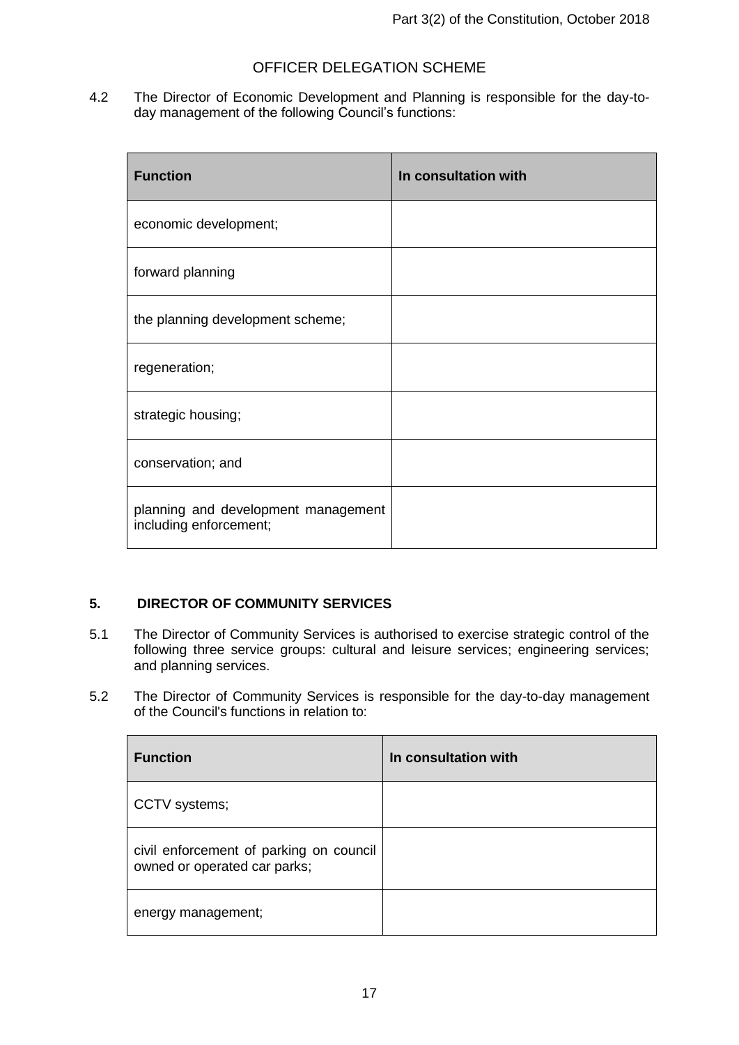# OFFICER DELEGATION SCHEME

4.2 The Director of Economic Development and Planning is responsible for the day-to-day management of the following Council's functions:

| Function | In consultation with |
| --- | --- |
| economic development; | |
| forward planning | |
| the planning development scheme; | |
| regeneration; | |
| strategic housing; | |
| conservation; and | |
| planning and development management including enforcement; | |

## 5. DIRECTOR OF COMMUNITY SERVICES

5.1 The Director of Community Services is authorised to exercise strategic control of the following three service groups: cultural and leisure services; engineering services; and planning services.

5.2 The Director of Community Services is responsible for the day-to-day management of the Council's functions in relation to:

| Function | In consultation with |
| --- | --- |
| CCTV systems; | |
| civil enforcement of parking on council owned or operated car parks; | |
| energy management; | |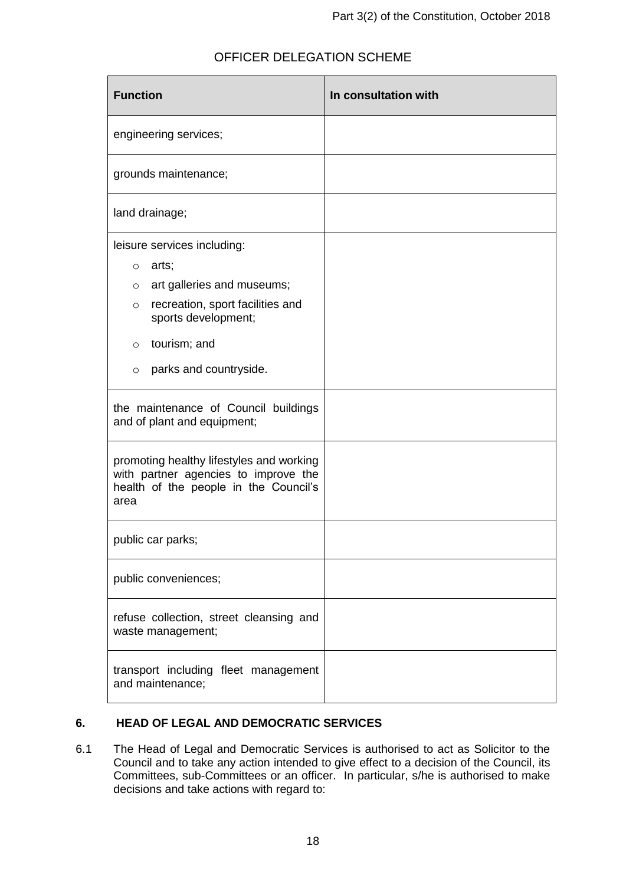# OFFICER DELEGATION SCHEME

| Function | In consultation with |
|---|---|
| engineering services; | |
| grounds maintenance; | |
| land drainage; | |
| leisure services including:<br>○ arts;<br>○ art galleries and museums;<br>○ recreation, sport facilities and sports development;<br>○ tourism; and<br>○ parks and countryside. | |
| the maintenance of Council buildings and of plant and equipment; | |
| promoting healthy lifestyles and working with partner agencies to improve the health of the people in the Council's area | |
| public car parks; | |
| public conveniences; | |
| refuse collection, street cleansing and waste management; | |
| transport including fleet management and maintenance; | |

## 6. HEAD OF LEGAL AND DEMOCRATIC SERVICES

6.1 The Head of Legal and Democratic Services is authorised to act as Solicitor to the Council and to take any action intended to give effect to a decision of the Council, its Committees, sub-Committees or an officer. In particular, s/he is authorised to make decisions and take actions with regard to: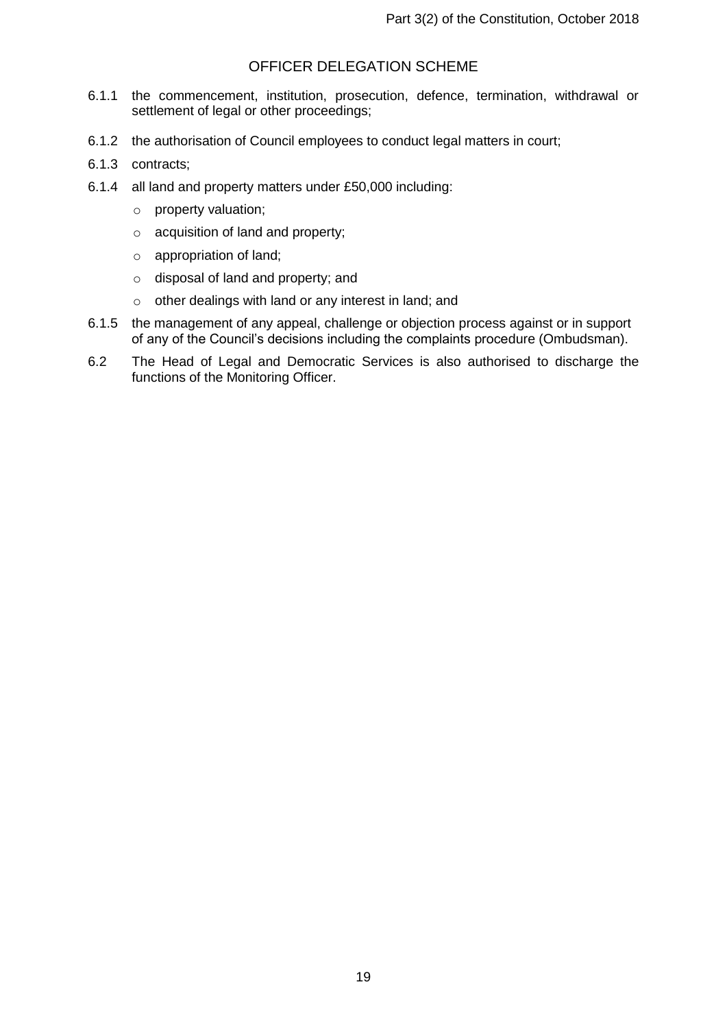## OFFICER DELEGATION SCHEME

6.1.1 the commencement, institution, prosecution, defence, termination, withdrawal or settlement of legal or other proceedings;

6.1.2 the authorisation of Council employees to conduct legal matters in court;

6.1.3 contracts;

6.1.4 all land and property matters under £50,000 including:

- property valuation;
- acquisition of land and property;
- appropriation of land;
- disposal of land and property; and
- other dealings with land or any interest in land; and

6.1.5 the management of any appeal, challenge or objection process against or in support of any of the Council's decisions including the complaints procedure (Ombudsman).

6.2 The Head of Legal and Democratic Services is also authorised to discharge the functions of the Monitoring Officer.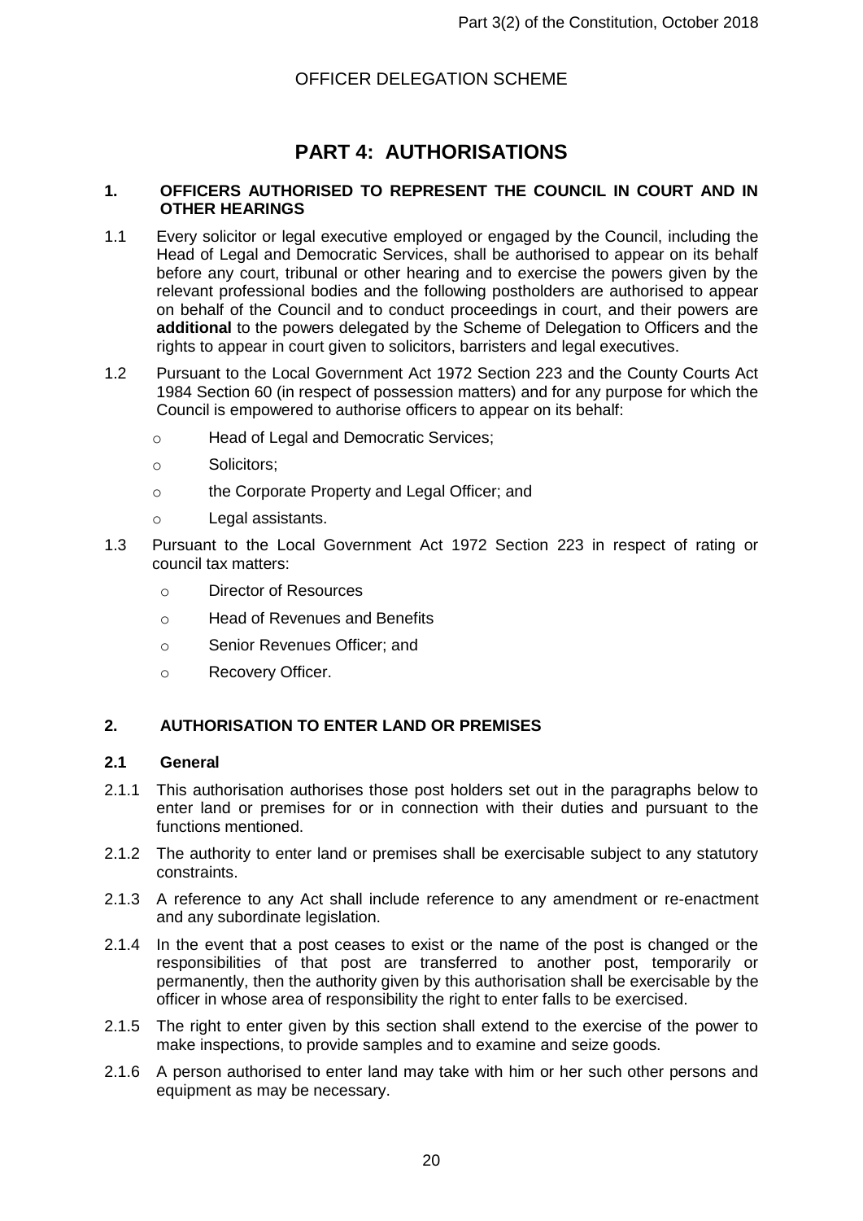OFFICER DELEGATION SCHEME

# PART 4: AUTHORISATIONS

## 1. OFFICERS AUTHORISED TO REPRESENT THE COUNCIL IN COURT AND IN OTHER HEARINGS

1.1 Every solicitor or legal executive employed or engaged by the Council, including the Head of Legal and Democratic Services, shall be authorised to appear on its behalf before any court, tribunal or other hearing and to exercise the powers given by the relevant professional bodies and the following postholders are authorised to appear on behalf of the Council and to conduct proceedings in court, and their powers are **additional** to the powers delegated by the Scheme of Delegation to Officers and the rights to appear in court given to solicitors, barristers and legal executives.

1.2 Pursuant to the Local Government Act 1972 Section 223 and the County Courts Act 1984 Section 60 (in respect of possession matters) and for any purpose for which the Council is empowered to authorise officers to appear on its behalf:

- Head of Legal and Democratic Services;
- Solicitors;
- the Corporate Property and Legal Officer; and
- Legal assistants.

1.3 Pursuant to the Local Government Act 1972 Section 223 in respect of rating or council tax matters:

- Director of Resources
- Head of Revenues and Benefits
- Senior Revenues Officer; and
- Recovery Officer.

## 2. AUTHORISATION TO ENTER LAND OR PREMISES

### 2.1 General

2.1.1 This authorisation authorises those post holders set out in the paragraphs below to enter land or premises for or in connection with their duties and pursuant to the functions mentioned.

2.1.2 The authority to enter land or premises shall be exercisable subject to any statutory constraints.

2.1.3 A reference to any Act shall include reference to any amendment or re-enactment and any subordinate legislation.

2.1.4 In the event that a post ceases to exist or the name of the post is changed or the responsibilities of that post are transferred to another post, temporarily or permanently, then the authority given by this authorisation shall be exercisable by the officer in whose area of responsibility the right to enter falls to be exercised.

2.1.5 The right to enter given by this section shall extend to the exercise of the power to make inspections, to provide samples and to examine and seize goods.

2.1.6 A person authorised to enter land may take with him or her such other persons and equipment as may be necessary.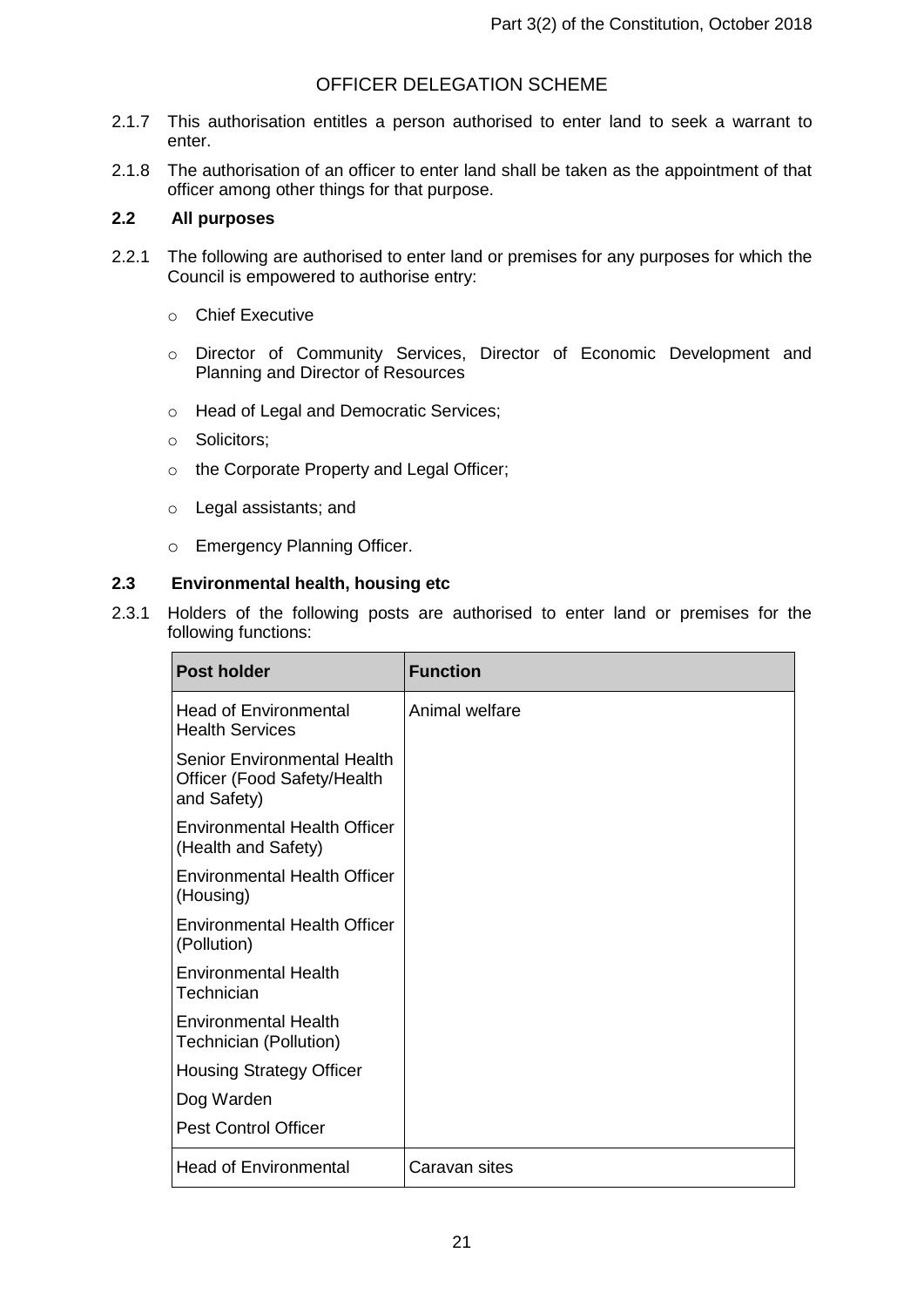OFFICER DELEGATION SCHEME

2.1.7 This authorisation entitles a person authorised to enter land to seek a warrant to enter.

2.1.8 The authorisation of an officer to enter land shall be taken as the appointment of that officer among other things for that purpose.

### 2.2 All purposes

2.2.1 The following are authorised to enter land or premises for any purposes for which the Council is empowered to authorise entry:

- Chief Executive
- Director of Community Services, Director of Economic Development and Planning and Director of Resources
- Head of Legal and Democratic Services;
- Solicitors;
- the Corporate Property and Legal Officer;
- Legal assistants; and
- Emergency Planning Officer.

### 2.3 Environmental health, housing etc

2.3.1 Holders of the following posts are authorised to enter land or premises for the following functions:

| Post holder | Function |
|---|---|
| Head of Environmental Health Services<br>Senior Environmental Health Officer (Food Safety/Health and Safety)<br>Environmental Health Officer (Health and Safety)<br>Environmental Health Officer (Housing)<br>Environmental Health Officer (Pollution)<br>Environmental Health Technician<br>Environmental Health Technician (Pollution)<br>Housing Strategy Officer<br>Dog Warden<br>Pest Control Officer | Animal welfare |
| Head of Environmental | Caravan sites |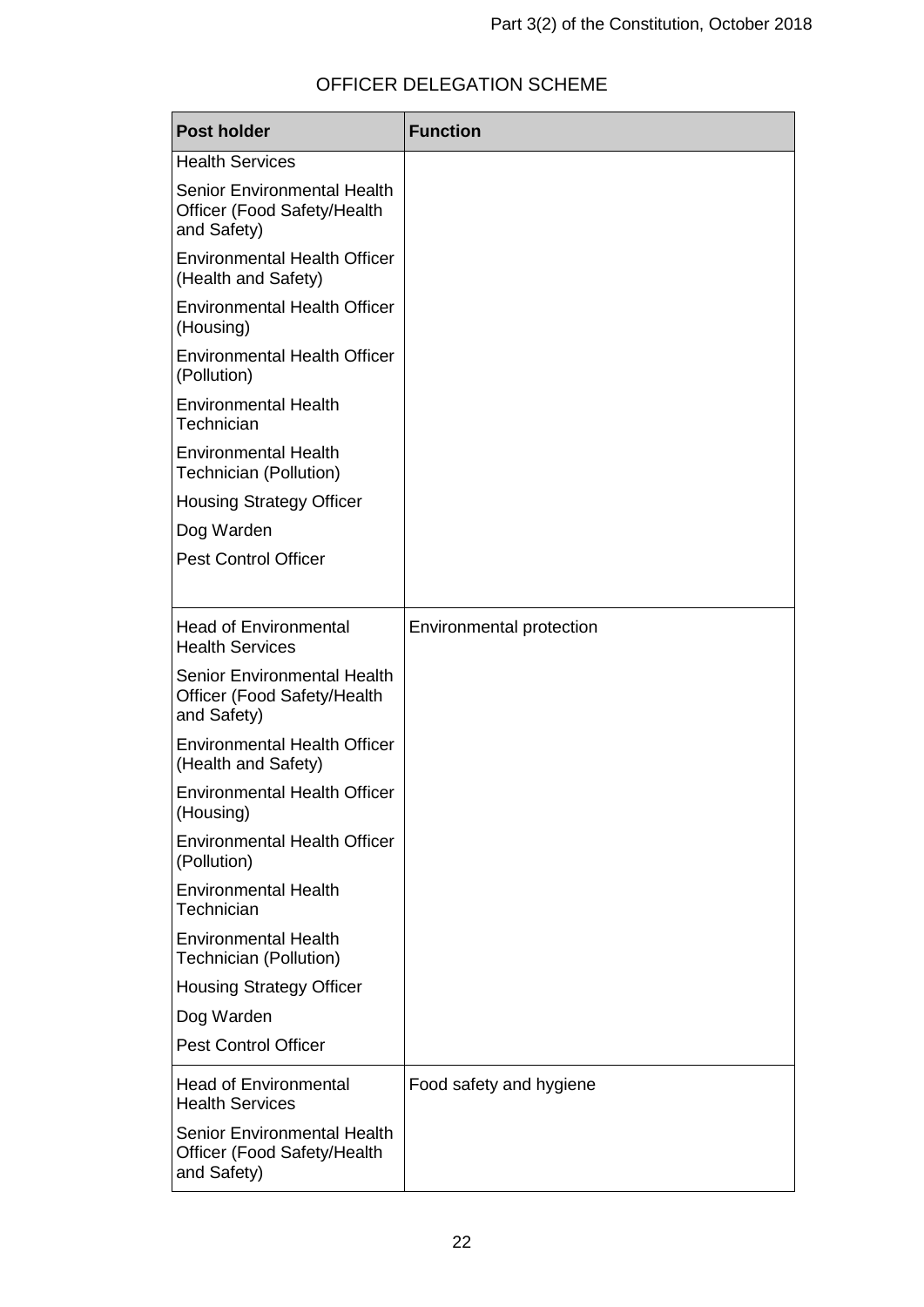# OFFICER DELEGATION SCHEME

| Post holder | Function |
|---|---|
| Health Services<br><br>Senior Environmental Health Officer (Food Safety/Health and Safety)<br><br>Environmental Health Officer (Health and Safety)<br><br>Environmental Health Officer (Housing)<br><br>Environmental Health Officer (Pollution)<br><br>Environmental Health Technician<br><br>Environmental Health Technician (Pollution)<br><br>Housing Strategy Officer<br><br>Dog Warden<br><br>Pest Control Officer | |
| Head of Environmental Health Services<br><br>Senior Environmental Health Officer (Food Safety/Health and Safety)<br><br>Environmental Health Officer (Health and Safety)<br><br>Environmental Health Officer (Housing)<br><br>Environmental Health Officer (Pollution)<br><br>Environmental Health Technician<br><br>Environmental Health Technician (Pollution)<br><br>Housing Strategy Officer<br><br>Dog Warden<br><br>Pest Control Officer | Environmental protection |
| Head of Environmental Health Services<br><br>Senior Environmental Health Officer (Food Safety/Health and Safety) | Food safety and hygiene |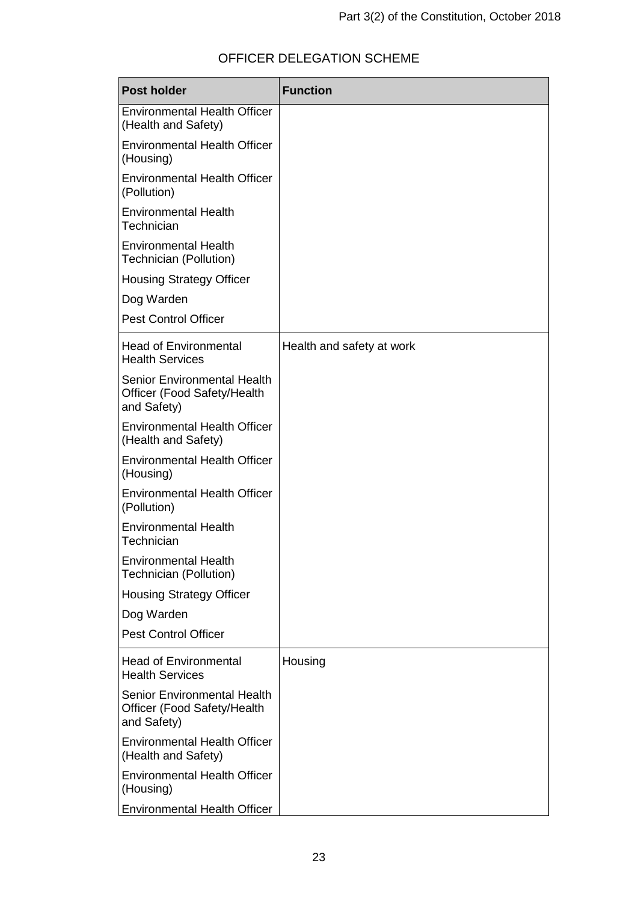# OFFICER DELEGATION SCHEME

| Post holder | Function |
|---|---|
| Environmental Health Officer (Health and Safety)<br>Environmental Health Officer (Housing)<br>Environmental Health Officer (Pollution)<br>Environmental Health Technician<br>Environmental Health Technician (Pollution)<br>Housing Strategy Officer<br>Dog Warden<br>Pest Control Officer | |
| Head of Environmental Health Services<br>Senior Environmental Health Officer (Food Safety/Health and Safety)<br>Environmental Health Officer (Health and Safety)<br>Environmental Health Officer (Housing)<br>Environmental Health Officer (Pollution)<br>Environmental Health Technician<br>Environmental Health Technician (Pollution)<br>Housing Strategy Officer<br>Dog Warden<br>Pest Control Officer | Health and safety at work |
| Head of Environmental Health Services<br>Senior Environmental Health Officer (Food Safety/Health and Safety)<br>Environmental Health Officer (Health and Safety)<br>Environmental Health Officer (Housing)<br>Environmental Health Officer | Housing |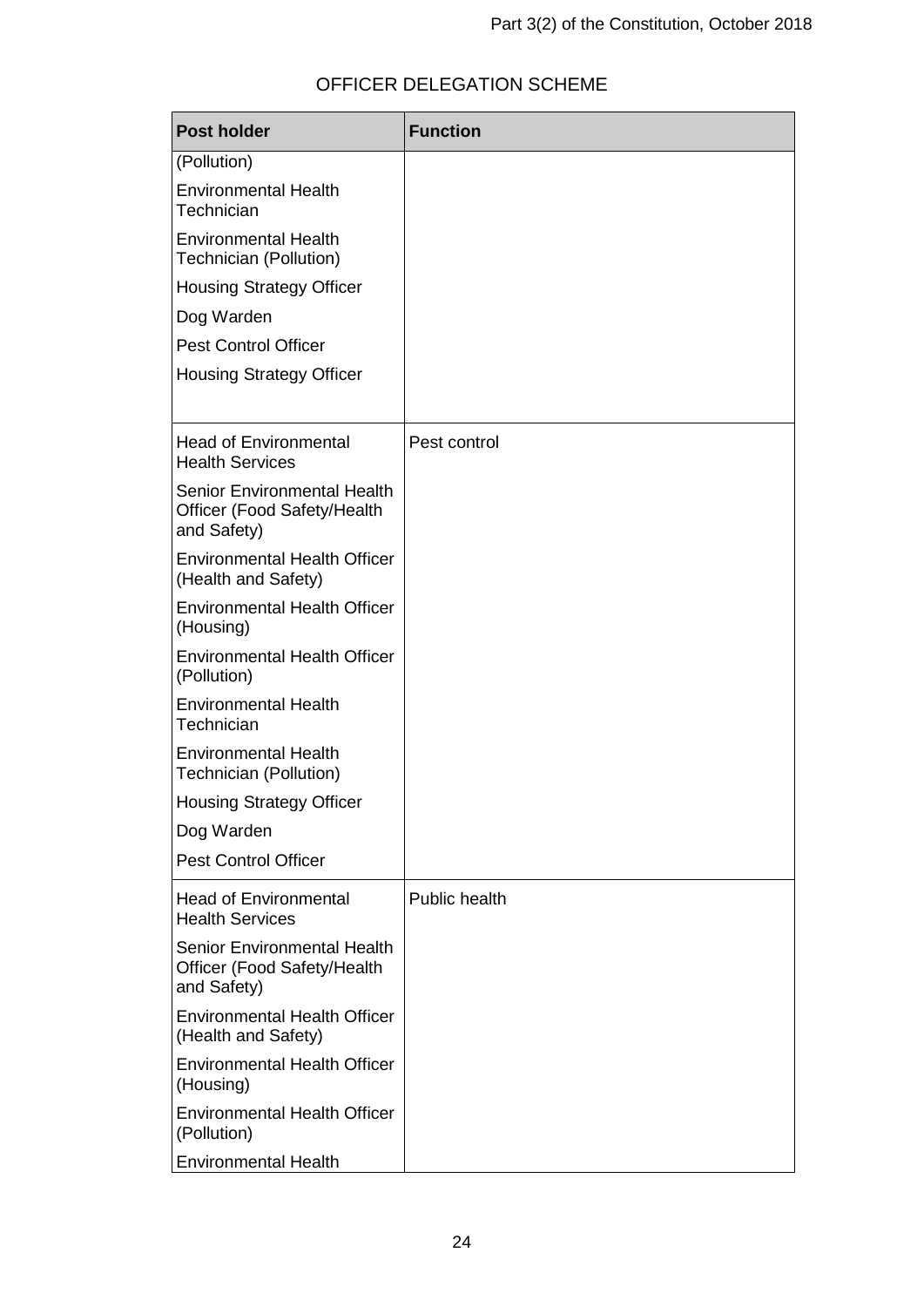# OFFICER DELEGATION SCHEME

| Post holder | Function |
| --- | --- |
| (Pollution)<br>Environmental Health Technician<br>Environmental Health Technician (Pollution)<br>Housing Strategy Officer<br>Dog Warden<br>Pest Control Officer<br>Housing Strategy Officer | |
| Head of Environmental Health Services<br>Senior Environmental Health Officer (Food Safety/Health and Safety)<br>Environmental Health Officer (Health and Safety)<br>Environmental Health Officer (Housing)<br>Environmental Health Officer (Pollution)<br>Environmental Health Technician<br>Environmental Health Technician (Pollution)<br>Housing Strategy Officer<br>Dog Warden<br>Pest Control Officer | Pest control |
| Head of Environmental Health Services<br>Senior Environmental Health Officer (Food Safety/Health and Safety)<br>Environmental Health Officer (Health and Safety)<br>Environmental Health Officer (Housing)<br>Environmental Health Officer (Pollution)<br>Environmental Health | Public health |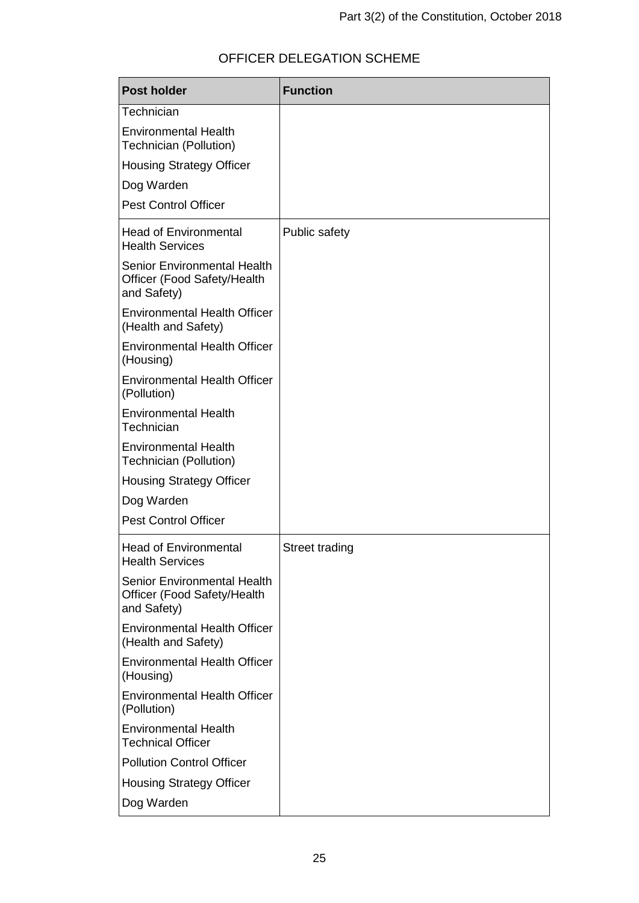# OFFICER DELEGATION SCHEME

| Post holder | Function |
|---|---|
| Technician<br>Environmental Health Technician (Pollution)<br>Housing Strategy Officer<br>Dog Warden<br>Pest Control Officer | |
| Head of Environmental Health Services<br>Senior Environmental Health Officer (Food Safety/Health and Safety)<br>Environmental Health Officer (Health and Safety)<br>Environmental Health Officer (Housing)<br>Environmental Health Officer (Pollution)<br>Environmental Health Technician<br>Environmental Health Technician (Pollution)<br>Housing Strategy Officer<br>Dog Warden<br>Pest Control Officer | Public safety |
| Head of Environmental Health Services<br>Senior Environmental Health Officer (Food Safety/Health and Safety)<br>Environmental Health Officer (Health and Safety)<br>Environmental Health Officer (Housing)<br>Environmental Health Officer (Pollution)<br>Environmental Health Technical Officer<br>Pollution Control Officer<br>Housing Strategy Officer<br>Dog Warden | Street trading |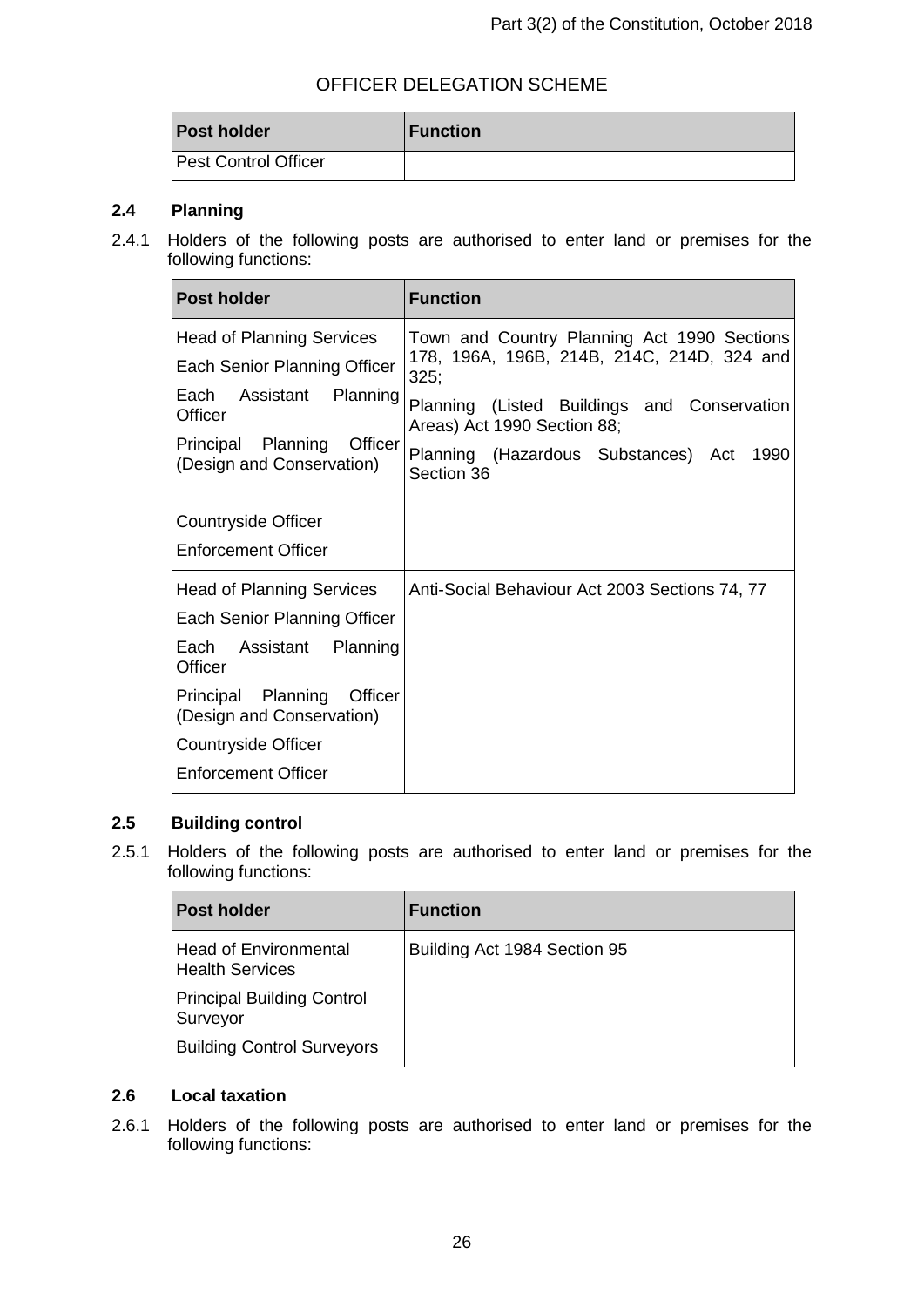OFFICER DELEGATION SCHEME

| Post holder | Function |
| --- | --- |
| Pest Control Officer | |

### 2.4 Planning

2.4.1 Holders of the following posts are authorised to enter land or premises for the following functions:

| Post holder | Function |
| --- | --- |
| Head of Planning Services<br>Each Senior Planning Officer<br>Each Assistant Planning Officer<br>Principal Planning Officer (Design and Conservation)<br>Countryside Officer<br>Enforcement Officer | Town and Country Planning Act 1990 Sections 178, 196A, 196B, 214B, 214C, 214D, 324 and 325;<br>Planning (Listed Buildings and Conservation Areas) Act 1990 Section 88;<br>Planning (Hazardous Substances) Act 1990 Section 36 |
| Head of Planning Services<br>Each Senior Planning Officer<br>Each Assistant Planning Officer<br>Principal Planning Officer (Design and Conservation)<br>Countryside Officer<br>Enforcement Officer | Anti-Social Behaviour Act 2003 Sections 74, 77 |

### 2.5 Building control

2.5.1 Holders of the following posts are authorised to enter land or premises for the following functions:

| Post holder | Function |
| --- | --- |
| Head of Environmental Health Services<br>Principal Building Control Surveyor<br>Building Control Surveyors | Building Act 1984 Section 95 |

### 2.6 Local taxation

2.6.1 Holders of the following posts are authorised to enter land or premises for the following functions: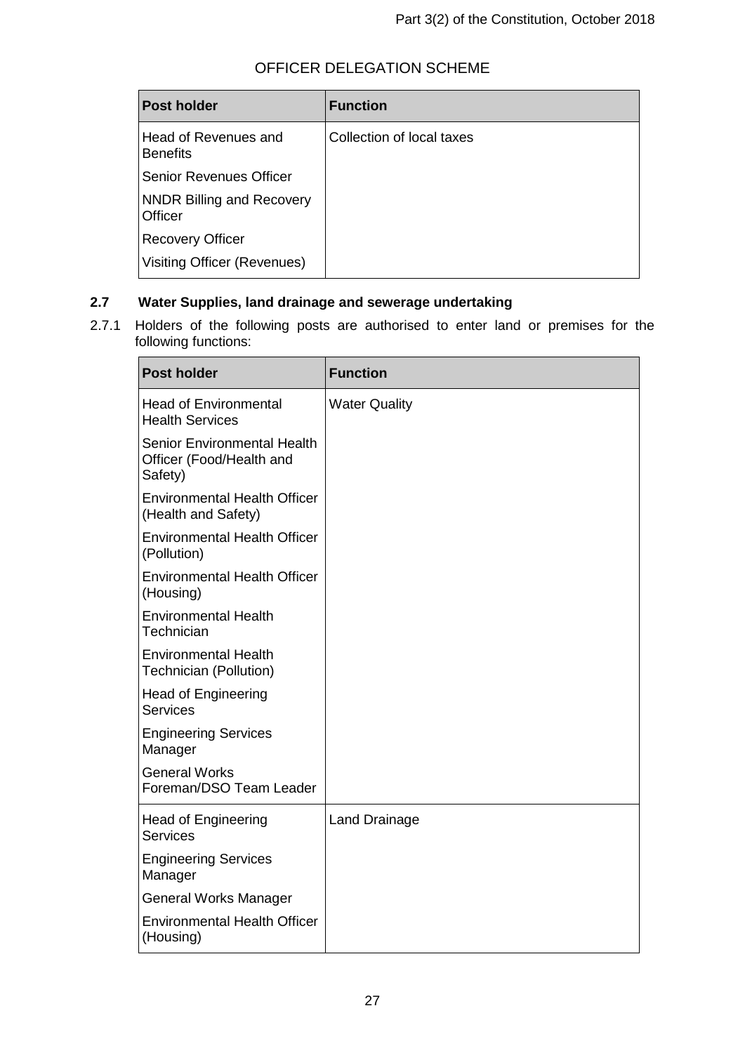OFFICER DELEGATION SCHEME

| Post holder | Function |
| --- | --- |
| Head of Revenues and Benefits<br>Senior Revenues Officer<br>NNDR Billing and Recovery Officer<br>Recovery Officer<br>Visiting Officer (Revenues) | Collection of local taxes |

### 2.7 Water Supplies, land drainage and sewerage undertaking

2.7.1 Holders of the following posts are authorised to enter land or premises for the following functions:

| Post holder | Function |
| --- | --- |
| Head of Environmental Health Services<br>Senior Environmental Health Officer (Food/Health and Safety)<br>Environmental Health Officer (Health and Safety)<br>Environmental Health Officer (Pollution)<br>Environmental Health Officer (Housing)<br>Environmental Health Technician<br>Environmental Health Technician (Pollution)<br>Head of Engineering Services<br>Engineering Services Manager<br>General Works Foreman/DSO Team Leader | Water Quality |
| Head of Engineering Services<br>Engineering Services Manager<br>General Works Manager<br>Environmental Health Officer (Housing) | Land Drainage |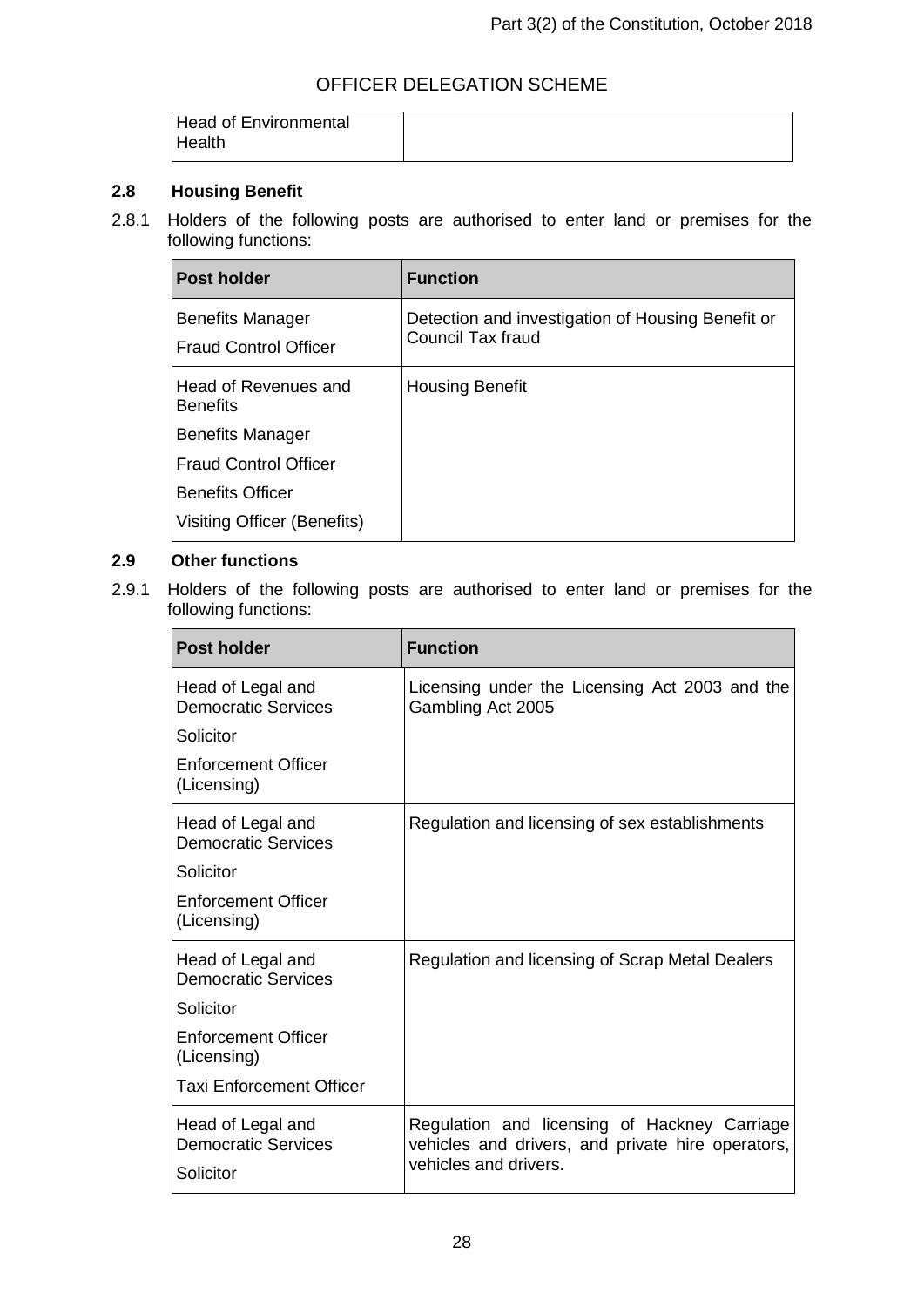OFFICER DELEGATION SCHEME

| Head of Environmental Health | |
|---|---|

## 2.8 Housing Benefit

2.8.1 Holders of the following posts are authorised to enter land or premises for the following functions:

| Post holder | Function |
|---|---|
| Benefits Manager<br>Fraud Control Officer | Detection and investigation of Housing Benefit or Council Tax fraud |
| Head of Revenues and Benefits<br>Benefits Manager<br>Fraud Control Officer<br>Benefits Officer<br>Visiting Officer (Benefits) | Housing Benefit |

## 2.9 Other functions

2.9.1 Holders of the following posts are authorised to enter land or premises for the following functions:

| Post holder | Function |
|---|---|
| Head of Legal and Democratic Services<br>Solicitor<br>Enforcement Officer (Licensing) | Licensing under the Licensing Act 2003 and the Gambling Act 2005 |
| Head of Legal and Democratic Services<br>Solicitor<br>Enforcement Officer (Licensing) | Regulation and licensing of sex establishments |
| Head of Legal and Democratic Services<br>Solicitor<br>Enforcement Officer (Licensing)<br>Taxi Enforcement Officer | Regulation and licensing of Scrap Metal Dealers |
| Head of Legal and Democratic Services<br>Solicitor | Regulation and licensing of Hackney Carriage vehicles and drivers, and private hire operators, vehicles and drivers. |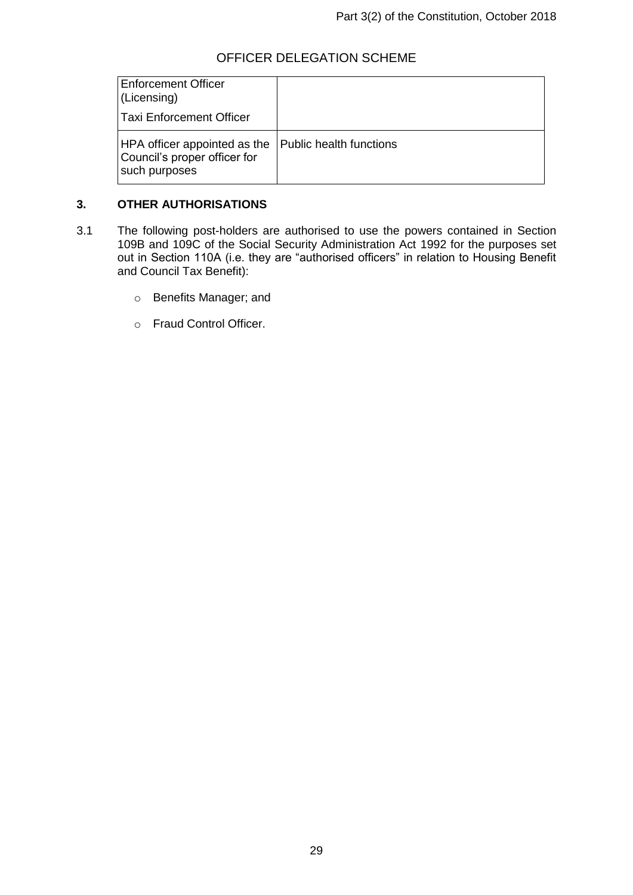| Enforcement Officer (Licensing)<br>Taxi Enforcement Officer | |
|---|---|
| HPA officer appointed as the Council's proper officer for such purposes | Public health functions |

## 3. OTHER AUTHORISATIONS

3.1 The following post-holders are authorised to use the powers contained in Section 109B and 109C of the Social Security Administration Act 1992 for the purposes set out in Section 110A (i.e. they are "authorised officers" in relation to Housing Benefit and Council Tax Benefit):

- Benefits Manager; and
- Fraud Control Officer.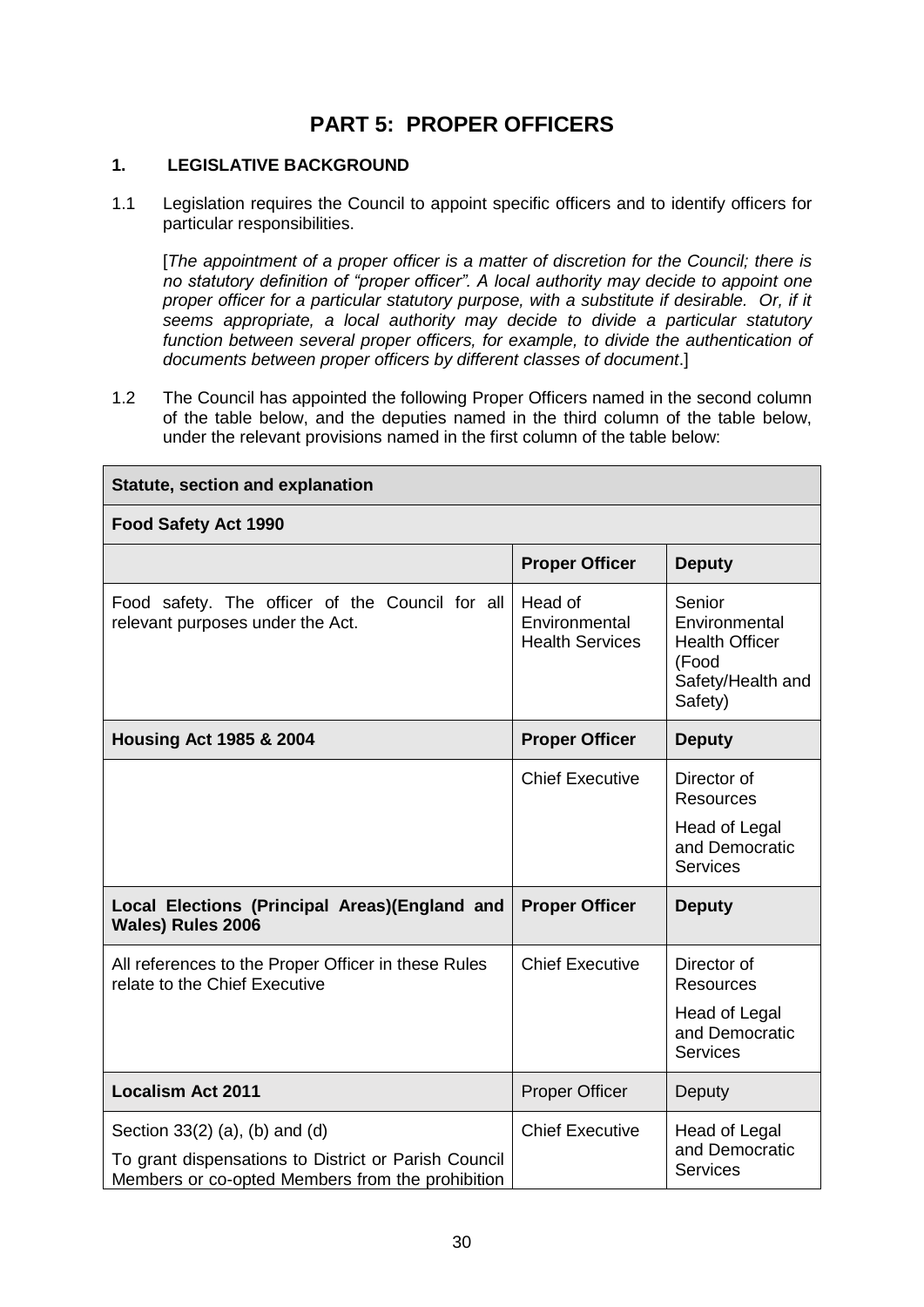# PART 5: PROPER OFFICERS

## 1. LEGISLATIVE BACKGROUND

1.1 Legislation requires the Council to appoint specific officers and to identify officers for particular responsibilities.

[*The appointment of a proper officer is a matter of discretion for the Council; there is no statutory definition of "proper officer". A local authority may decide to appoint one proper officer for a particular statutory purpose, with a substitute if desirable. Or, if it seems appropriate, a local authority may decide to divide a particular statutory function between several proper officers, for example, to divide the authentication of documents between proper officers by different classes of document*.]

1.2 The Council has appointed the following Proper Officers named in the second column of the table below, and the deputies named in the third column of the table below, under the relevant provisions named in the first column of the table below:

| Statute, section and explanation | | |
|---|---|---|
| **Food Safety Act 1990** | | |
| | **Proper Officer** | **Deputy** |
| Food safety. The officer of the Council for all relevant purposes under the Act. | Head of Environmental Health Services | Senior Environmental Health Officer (Food Safety/Health and Safety) |
| **Housing Act 1985 & 2004** | **Proper Officer** | **Deputy** |
| | Chief Executive | Director of Resources<br><br>Head of Legal and Democratic Services |
| **Local Elections (Principal Areas)(England and Wales) Rules 2006** | **Proper Officer** | **Deputy** |
| All references to the Proper Officer in these Rules relate to the Chief Executive | Chief Executive | Director of Resources<br><br>Head of Legal and Democratic Services |
| **Localism Act 2011** | Proper Officer | Deputy |
| Section 33(2) (a), (b) and (d)<br><br>To grant dispensations to District or Parish Council Members or co-opted Members from the prohibition | Chief Executive | Head of Legal and Democratic Services |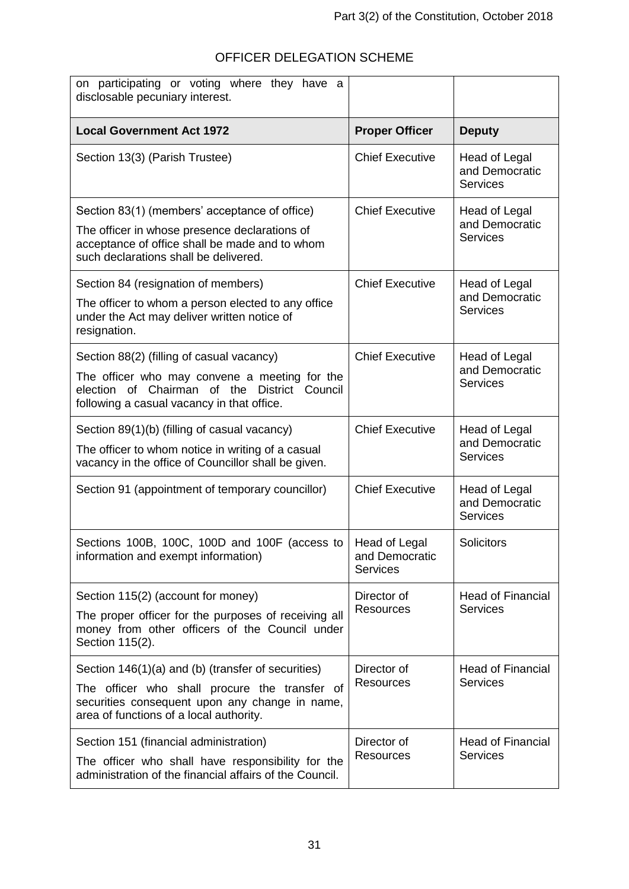## OFFICER DELEGATION SCHEME

| | | |
|---|---|---|
| on participating or voting where they have a disclosable pecuniary interest. | | |
| **Local Government Act 1972** | **Proper Officer** | **Deputy** |
| Section 13(3) (Parish Trustee) | Chief Executive | Head of Legal and Democratic Services |
| Section 83(1) (members' acceptance of office)<br>The officer in whose presence declarations of acceptance of office shall be made and to whom such declarations shall be delivered. | Chief Executive | Head of Legal and Democratic Services |
| Section 84 (resignation of members)<br>The officer to whom a person elected to any office under the Act may deliver written notice of resignation. | Chief Executive | Head of Legal and Democratic Services |
| Section 88(2) (filling of casual vacancy)<br>The officer who may convene a meeting for the election of Chairman of the District Council following a casual vacancy in that office. | Chief Executive | Head of Legal and Democratic Services |
| Section 89(1)(b) (filling of casual vacancy)<br>The officer to whom notice in writing of a casual vacancy in the office of Councillor shall be given. | Chief Executive | Head of Legal and Democratic Services |
| Section 91 (appointment of temporary councillor) | Chief Executive | Head of Legal and Democratic Services |
| Sections 100B, 100C, 100D and 100F (access to information and exempt information) | Head of Legal and Democratic Services | Solicitors |
| Section 115(2) (account for money)<br>The proper officer for the purposes of receiving all money from other officers of the Council under Section 115(2). | Director of Resources | Head of Financial Services |
| Section 146(1)(a) and (b) (transfer of securities)<br>The officer who shall procure the transfer of securities consequent upon any change in name, area of functions of a local authority. | Director of Resources | Head of Financial Services |
| Section 151 (financial administration)<br>The officer who shall have responsibility for the administration of the financial affairs of the Council. | Director of Resources | Head of Financial Services |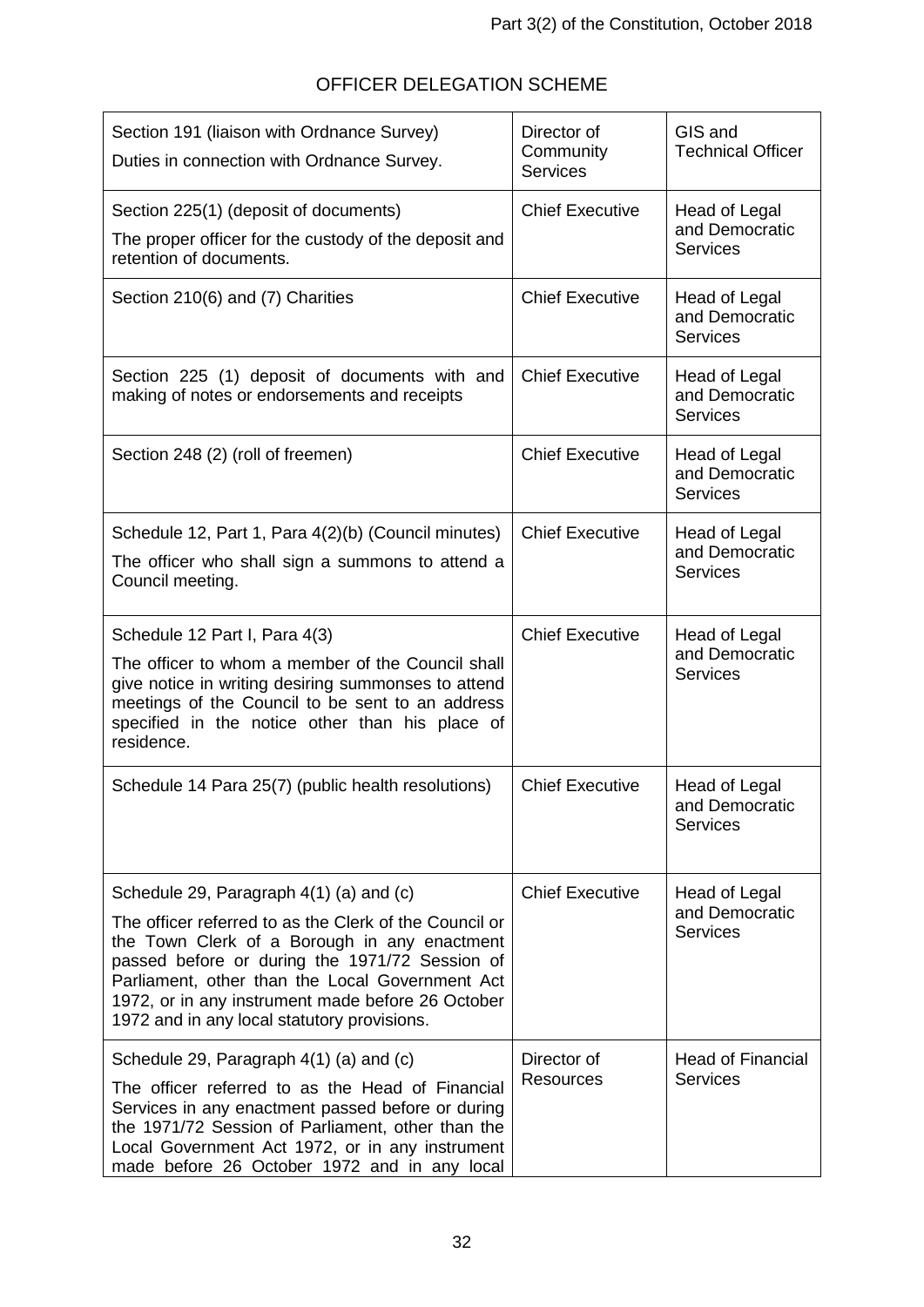# OFFICER DELEGATION SCHEME

| | | |
|---|---|---|
| Section 191 (liaison with Ordnance Survey)<br>Duties in connection with Ordnance Survey. | Director of Community Services | GIS and Technical Officer |
| Section 225(1) (deposit of documents)<br>The proper officer for the custody of the deposit and retention of documents. | Chief Executive | Head of Legal and Democratic Services |
| Section 210(6) and (7) Charities | Chief Executive | Head of Legal and Democratic Services |
| Section 225 (1) deposit of documents with and making of notes or endorsements and receipts | Chief Executive | Head of Legal and Democratic Services |
| Section 248 (2) (roll of freemen) | Chief Executive | Head of Legal and Democratic Services |
| Schedule 12, Part 1, Para 4(2)(b) (Council minutes)<br>The officer who shall sign a summons to attend a Council meeting. | Chief Executive | Head of Legal and Democratic Services |
| Schedule 12 Part I, Para 4(3)<br>The officer to whom a member of the Council shall give notice in writing desiring summonses to attend meetings of the Council to be sent to an address specified in the notice other than his place of residence. | Chief Executive | Head of Legal and Democratic Services |
| Schedule 14 Para 25(7) (public health resolutions) | Chief Executive | Head of Legal and Democratic Services |
| Schedule 29, Paragraph 4(1) (a) and (c)<br>The officer referred to as the Clerk of the Council or the Town Clerk of a Borough in any enactment passed before or during the 1971/72 Session of Parliament, other than the Local Government Act 1972, or in any instrument made before 26 October 1972 and in any local statutory provisions. | Chief Executive | Head of Legal and Democratic Services |
| Schedule 29, Paragraph 4(1) (a) and (c)<br>The officer referred to as the Head of Financial Services in any enactment passed before or during the 1971/72 Session of Parliament, other than the Local Government Act 1972, or in any instrument made before 26 October 1972 and in any local | Director of Resources | Head of Financial Services |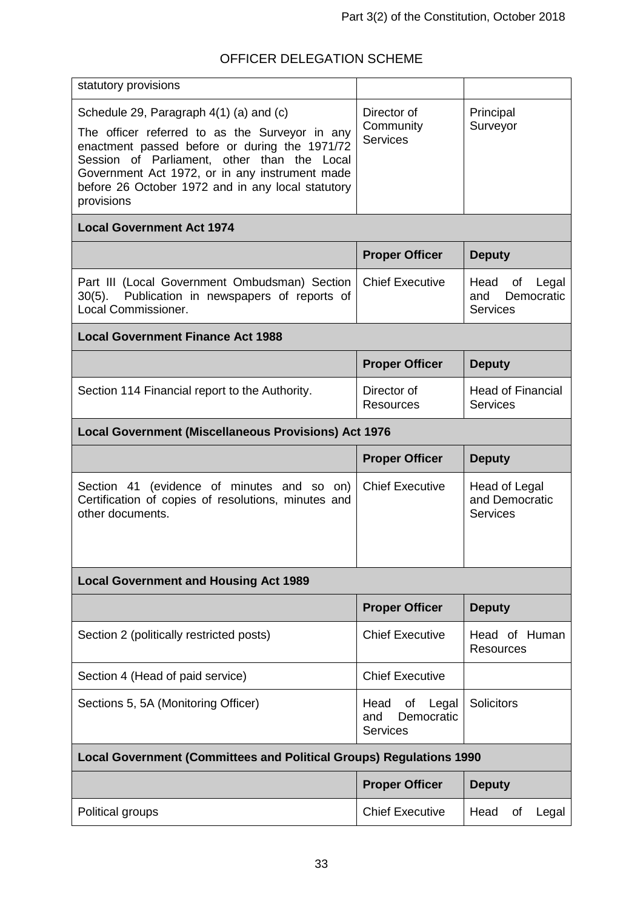# OFFICER DELEGATION SCHEME

| | | |
|---|---|---|
| statutory provisions | | |
| Schedule 29, Paragraph 4(1) (a) and (c)<br>The officer referred to as the Surveyor in any enactment passed before or during the 1971/72 Session of Parliament, other than the Local Government Act 1972, or in any instrument made before 26 October 1972 and in any local statutory provisions | Director of Community Services | Principal Surveyor |
| **Local Government Act 1974** | | |
| | **Proper Officer** | **Deputy** |
| Part III (Local Government Ombudsman) Section 30(5). Publication in newspapers of reports of Local Commissioner. | Chief Executive | Head of Legal and Democratic Services |
| **Local Government Finance Act 1988** | | |
| | **Proper Officer** | **Deputy** |
| Section 114 Financial report to the Authority. | Director of Resources | Head of Financial Services |
| **Local Government (Miscellaneous Provisions) Act 1976** | | |
| | **Proper Officer** | **Deputy** |
| Section 41 (evidence of minutes and so on) Certification of copies of resolutions, minutes and other documents. | Chief Executive | Head of Legal and Democratic Services |
| **Local Government and Housing Act 1989** | | |
| | **Proper Officer** | **Deputy** |
| Section 2 (politically restricted posts) | Chief Executive | Head of Human Resources |
| Section 4 (Head of paid service) | Chief Executive | |
| Sections 5, 5A (Monitoring Officer) | Head of Legal and Democratic Services | Solicitors |
| **Local Government (Committees and Political Groups) Regulations 1990** | | |
| | **Proper Officer** | **Deputy** |
| Political groups | Chief Executive | Head of Legal |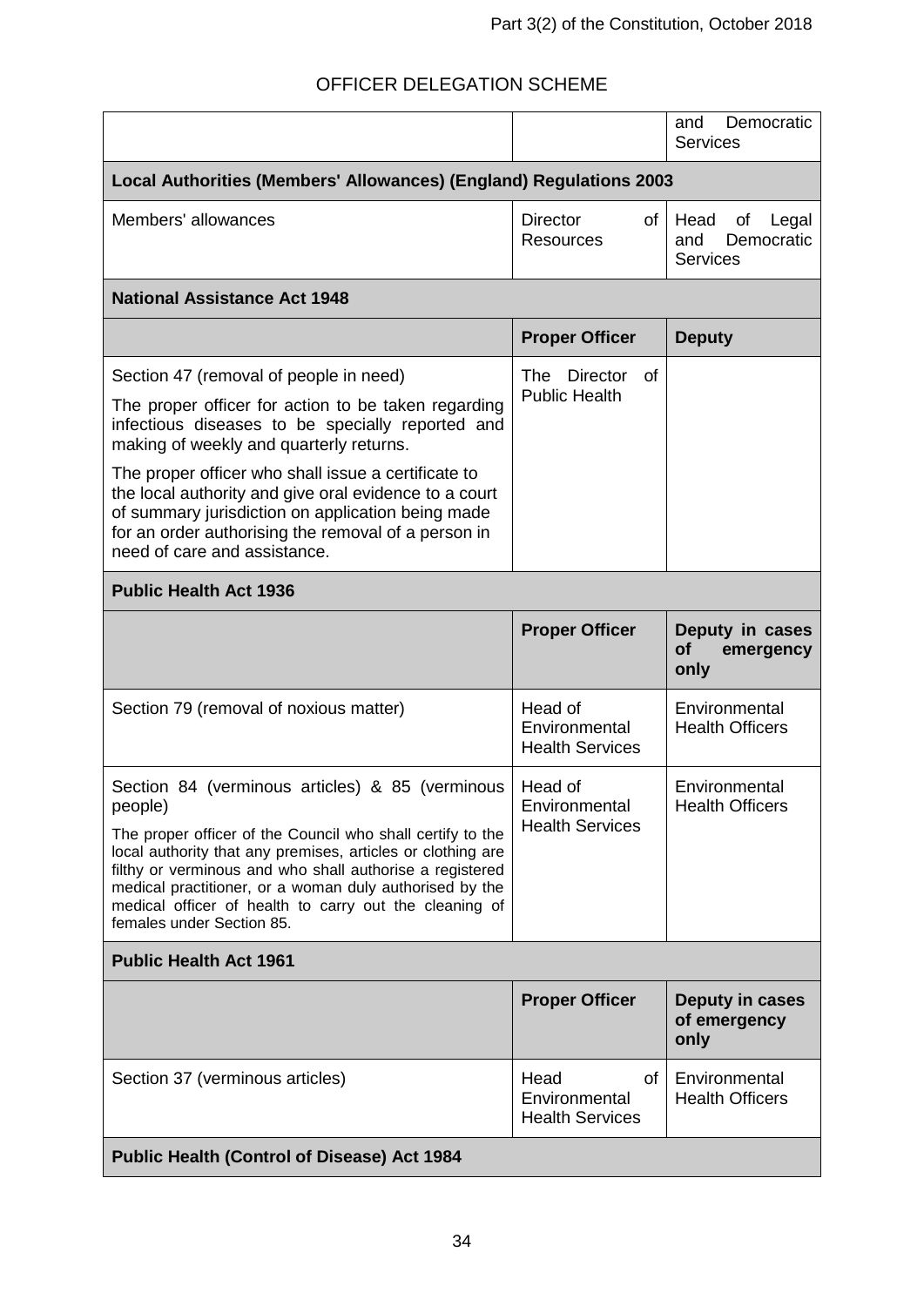# OFFICER DELEGATION SCHEME

| | | |
|---|---|---|
| | | and Democratic Services |
| **Local Authorities (Members' Allowances) (England) Regulations 2003** | | |
| Members' allowances | Director of Resources | Head of Legal and Democratic Services |
| **National Assistance Act 1948** | | |
| | **Proper Officer** | **Deputy** |
| Section 47 (removal of people in need)<br><br>The proper officer for action to be taken regarding infectious diseases to be specially reported and making of weekly and quarterly returns.<br><br>The proper officer who shall issue a certificate to the local authority and give oral evidence to a court of summary jurisdiction on application being made for an order authorising the removal of a person in need of care and assistance. | The Director of Public Health | |
| **Public Health Act 1936** | | |
| | **Proper Officer** | **Deputy in cases of emergency only** |
| Section 79 (removal of noxious matter) | Head of Environmental Health Services | Environmental Health Officers |
| Section 84 (verminous articles) & 85 (verminous people)<br><br>The proper officer of the Council who shall certify to the local authority that any premises, articles or clothing are filthy or verminous and who shall authorise a registered medical practitioner, or a woman duly authorised by the medical officer of health to carry out the cleaning of females under Section 85. | Head of Environmental Health Services | Environmental Health Officers |
| **Public Health Act 1961** | | |
| | **Proper Officer** | **Deputy in cases of emergency only** |
| Section 37 (verminous articles) | Head of Environmental Health Services | Environmental Health Officers |
| **Public Health (Control of Disease) Act 1984** | | |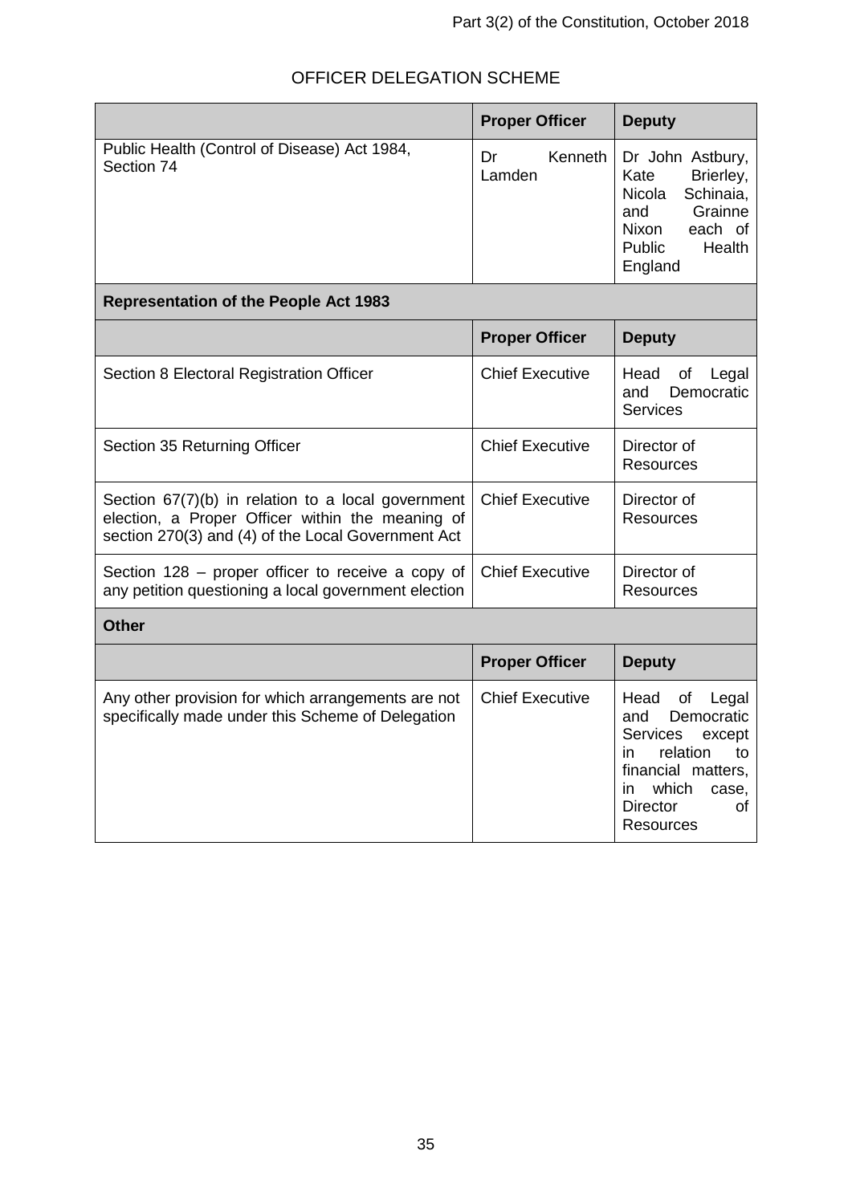# OFFICER DELEGATION SCHEME

| | Proper Officer | Deputy |
|---|---|---|
| Public Health (Control of Disease) Act 1984, Section 74 | Dr Kenneth Lamden | Dr John Astbury, Kate Brierley, Nicola Schinaia, and Grainne Nixon each of Public Health England |
| **Representation of the People Act 1983** | | |
| | **Proper Officer** | **Deputy** |
| Section 8 Electoral Registration Officer | Chief Executive | Head of Legal and Democratic Services |
| Section 35 Returning Officer | Chief Executive | Director of Resources |
| Section 67(7)(b) in relation to a local government election, a Proper Officer within the meaning of section 270(3) and (4) of the Local Government Act | Chief Executive | Director of Resources |
| Section 128 – proper officer to receive a copy of any petition questioning a local government election | Chief Executive | Director of Resources |
| **Other** | | |
| | **Proper Officer** | **Deputy** |
| Any other provision for which arrangements are not specifically made under this Scheme of Delegation | Chief Executive | Head of Legal and Democratic Services except in relation to financial matters, in which case, Director of Resources |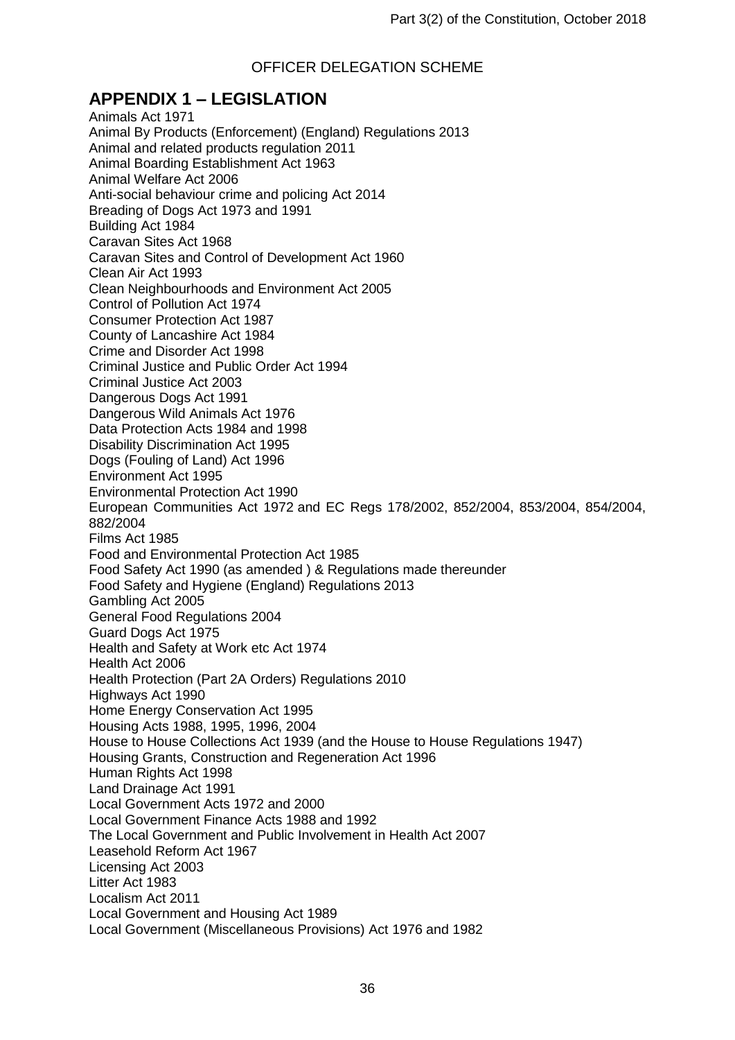OFFICER DELEGATION SCHEME

## APPENDIX 1 – LEGISLATION

Animals Act 1971
Animal By Products (Enforcement) (England) Regulations 2013
Animal and related products regulation 2011
Animal Boarding Establishment Act 1963
Animal Welfare Act 2006
Anti-social behaviour crime and policing Act 2014
Breading of Dogs Act 1973 and 1991
Building Act 1984
Caravan Sites Act 1968
Caravan Sites and Control of Development Act 1960
Clean Air Act 1993
Clean Neighbourhoods and Environment Act 2005
Control of Pollution Act 1974
Consumer Protection Act 1987
County of Lancashire Act 1984
Crime and Disorder Act 1998
Criminal Justice and Public Order Act 1994
Criminal Justice Act 2003
Dangerous Dogs Act 1991
Dangerous Wild Animals Act 1976
Data Protection Acts 1984 and 1998
Disability Discrimination Act 1995
Dogs (Fouling of Land) Act 1996
Environment Act 1995
Environmental Protection Act 1990
European Communities Act 1972 and EC Regs 178/2002, 852/2004, 853/2004, 854/2004, 882/2004
Films Act 1985
Food and Environmental Protection Act 1985
Food Safety Act 1990 (as amended ) & Regulations made thereunder
Food Safety and Hygiene (England) Regulations 2013
Gambling Act 2005
General Food Regulations 2004
Guard Dogs Act 1975
Health and Safety at Work etc Act 1974
Health Act 2006
Health Protection (Part 2A Orders) Regulations 2010
Highways Act 1990
Home Energy Conservation Act 1995
Housing Acts 1988, 1995, 1996, 2004
House to House Collections Act 1939 (and the House to House Regulations 1947)
Housing Grants, Construction and Regeneration Act 1996
Human Rights Act 1998
Land Drainage Act 1991
Local Government Acts 1972 and 2000
Local Government Finance Acts 1988 and 1992
The Local Government and Public Involvement in Health Act 2007
Leasehold Reform Act 1967
Licensing Act 2003
Litter Act 1983
Localism Act 2011
Local Government and Housing Act 1989
Local Government (Miscellaneous Provisions) Act 1976 and 1982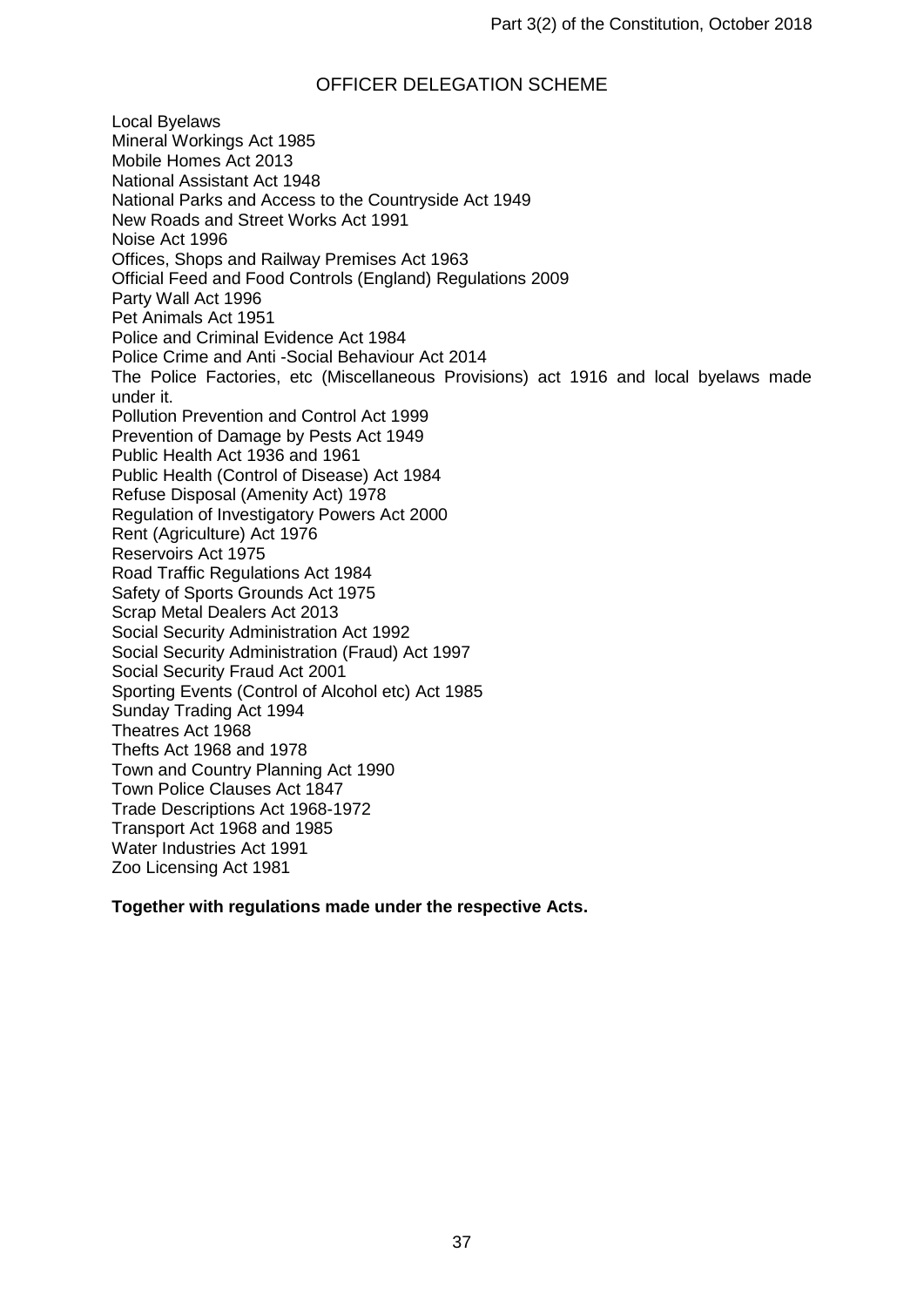# OFFICER DELEGATION SCHEME

Local Byelaws
Mineral Workings Act 1985
Mobile Homes Act 2013
National Assistant Act 1948
National Parks and Access to the Countryside Act 1949
New Roads and Street Works Act 1991
Noise Act 1996
Offices, Shops and Railway Premises Act 1963
Official Feed and Food Controls (England) Regulations 2009
Party Wall Act 1996
Pet Animals Act 1951
Police and Criminal Evidence Act 1984
Police Crime and Anti -Social Behaviour Act 2014
The Police Factories, etc (Miscellaneous Provisions) act 1916 and local byelaws made under it.
Pollution Prevention and Control Act 1999
Prevention of Damage by Pests Act 1949
Public Health Act 1936 and 1961
Public Health (Control of Disease) Act 1984
Refuse Disposal (Amenity Act) 1978
Regulation of Investigatory Powers Act 2000
Rent (Agriculture) Act 1976
Reservoirs Act 1975
Road Traffic Regulations Act 1984
Safety of Sports Grounds Act 1975
Scrap Metal Dealers Act 2013
Social Security Administration Act 1992
Social Security Administration (Fraud) Act 1997
Social Security Fraud Act 2001
Sporting Events (Control of Alcohol etc) Act 1985
Sunday Trading Act 1994
Theatres Act 1968
Thefts Act 1968 and 1978
Town and Country Planning Act 1990
Town Police Clauses Act 1847
Trade Descriptions Act 1968-1972
Transport Act 1968 and 1985
Water Industries Act 1991
Zoo Licensing Act 1981

**Together with regulations made under the respective Acts.**